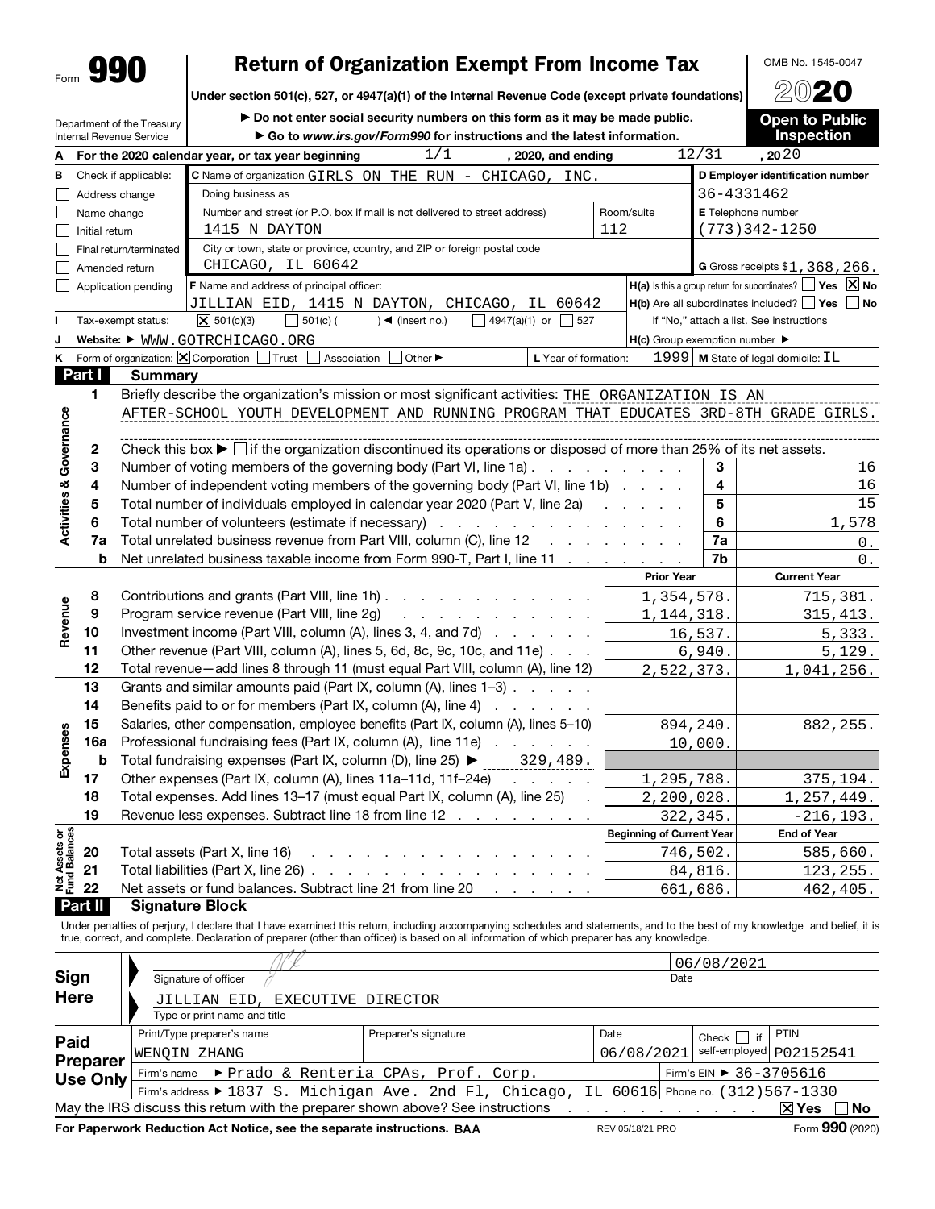Form **990**

# Return of Organization Exempt From Income Tax

**Under section 501(c), 527, or 4947(a)(1) of the Internal Revenue Code (except private foundations)**

▶ Do not enter social security numbers on this form as it may be made public.

▶ Go to *www.irs.gov/Form990* for instructions and the latest information.

Department of the Treasury
Internal Revenue Service

OMB No. 1545-0047

**2020**

**Open to Public Inspection**

**A** For the 2020 calendar year, or tax year beginning 1/1, 2020, and ending 12/31, 2020

**B** Check if applicable:
- ☐ Address change
- ☐ Name change
- ☐ Initial return
- ☐ Final return/terminated
- ☐ Amended return
- ☐ Application pending

**C** Name of organization: GIRLS ON THE RUN - CHICAGO, INC.

Doing business as

Number and street (or P.O. box if mail is not delivered to street address): 1415 N DAYTON — Room/suite: 112

City or town, state or province, country, and ZIP or foreign postal code: CHICAGO, IL 60642

**D** Employer identification number: 36-4331462

**E** Telephone number: (773)342-1250

**G** Gross receipts $1,368,266.

**F** Name and address of principal officer: JILLIAN EID, 1415 N DAYTON, CHICAGO, IL 60642

**H(a)** Is this a group return for subordinates? ☐ Yes ☒ No

**H(b)** Are all subordinates included? ☐ Yes ☐ No — If "No," attach a list. See instructions

**H(c)** Group exemption number ▶

**I** Tax-exempt status: ☒ 501(c)(3) ☐ 501(c) ( ) ◀ (insert no.) ☐ 4947(a)(1) or ☐ 527

**J** Website: ▶ WWW.GOTRCHICAGO.ORG

**K** Form of organization: ☒ Corporation ☐ Trust ☐ Association ☐ Other ▶

**L** Year of formation: 1999 **M** State of legal domicile: IL

## Part I Summary

**Activities & Governance**

1. Briefly describe the organization's mission or most significant activities: THE ORGANIZATION IS AN AFTER-SCHOOL YOUTH DEVELOPMENT AND RUNNING PROGRAM THAT EDUCATES 3RD-8TH GRADE GIRLS.
2. Check this box ▶ ☐ if the organization discontinued its operations or disposed of more than 25% of its net assets.

| Line | Description | Box | Value |
|---|---|---|---|
| 3 | Number of voting members of the governing body (Part VI, line 1a) | 3 | 16 |
| 4 | Number of independent voting members of the governing body (Part VI, line 1b) | 4 | 16 |
| 5 | Total number of individuals employed in calendar year 2020 (Part V, line 2a) | 5 | 15 |
| 6 | Total number of volunteers (estimate if necessary) | 6 | 1,578 |
| 7a | Total unrelated business revenue from Part VIII, column (C), line 12 | 7a | 0. |
| b | Net unrelated business taxable income from Form 990-T, Part I, line 11 | 7b | 0. |

| | Line | Description | Prior Year | Current Year |
|---|---|---|---|---|
| Revenue | 8 | Contributions and grants (Part VIII, line 1h) | 1,354,578. | 715,381. |
| | 9 | Program service revenue (Part VIII, line 2g) | 1,144,318. | 315,413. |
| | 10 | Investment income (Part VIII, column (A), lines 3, 4, and 7d) | 16,537. | 5,333. |
| | 11 | Other revenue (Part VIII, column (A), lines 5, 6d, 8c, 9c, 10c, and 11e) | 6,940. | 5,129. |
| | 12 | Total revenue—add lines 8 through 11 (must equal Part VIII, column (A), line 12) | 2,522,373. | 1,041,256. |
| Expenses | 13 | Grants and similar amounts paid (Part IX, column (A), lines 1–3) | | |
| | 14 | Benefits paid to or for members (Part IX, column (A), line 4) | | |
| | 15 | Salaries, other compensation, employee benefits (Part IX, column (A), lines 5–10) | 894,240. | 882,255. |
| | 16a | Professional fundraising fees (Part IX, column (A), line 11e) | 10,000. | |
| | b | Total fundraising expenses (Part IX, column (D), line 25) ▶ 329,489. | | |
| | 17 | Other expenses (Part IX, column (A), lines 11a–11d, 11f–24e) | 1,295,788. | 375,194. |
| | 18 | Total expenses. Add lines 13–17 (must equal Part IX, column (A), line 25) | 2,200,028. | 1,257,449. |
| | 19 | Revenue less expenses. Subtract line 18 from line 12 | 322,345. | -216,193. |

| | Line | Description | Beginning of Current Year | End of Year |
|---|---|---|---|---|
| Net Assets or Fund Balances | 20 | Total assets (Part X, line 16) | 746,502. | 585,660. |
| | 21 | Total liabilities (Part X, line 26) | 84,816. | 123,255. |
| | 22 | Net assets or fund balances. Subtract line 21 from line 20 | 661,686. | 462,405. |

## Part II Signature Block

Under penalties of perjury, I declare that I have examined this return, including accompanying schedules and statements, and to the best of my knowledge and belief, it is true, correct, and complete. Declaration of preparer (other than officer) is based on all information of which preparer has any knowledge.

**Sign Here**

Signature of officer — Date: 06/08/2021

JILLIAN EID, EXECUTIVE DIRECTOR
Type or print name and title

**Paid Preparer Use Only**

| Print/Type preparer's name | Preparer's signature | Date | Check ☐ if self-employed | PTIN |
|---|---|---|---|---|
| WENQIN ZHANG | | 06/08/2021 | | P02152541 |

Firm's name ▶ Prado & Renteria CPAs, Prof. Corp. — Firm's EIN ▶ 36-3705616

Firm's address ▶ 1837 S. Michigan Ave. 2nd Fl, Chicago, IL 60616 — Phone no. (312)567-1330

May the IRS discuss this return with the preparer shown above? See instructions ☒ Yes ☐ No

**For Paperwork Reduction Act Notice, see the separate instructions.** BAA — REV 05/18/21 PRO — Form **990** (2020)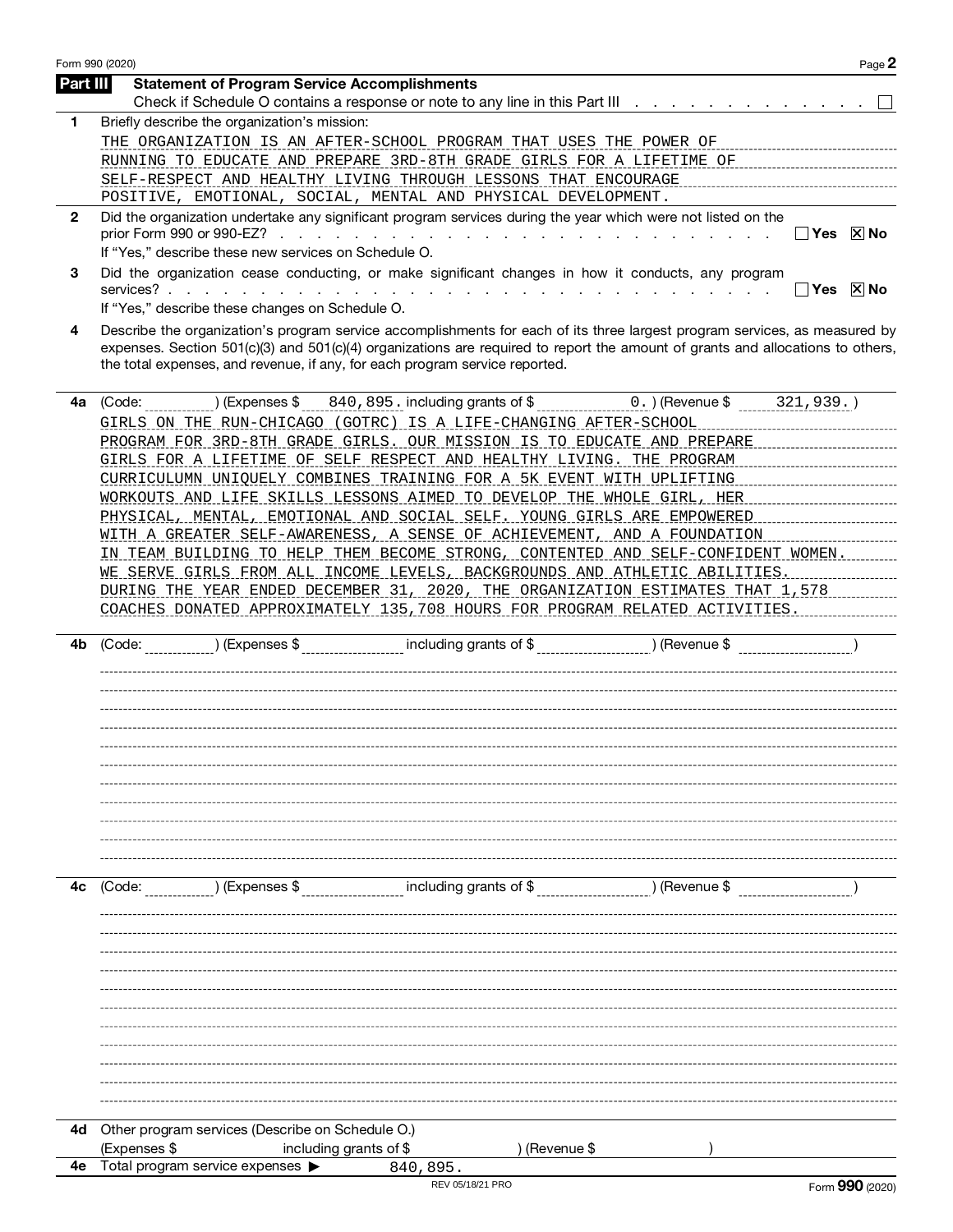## Part III Statement of Program Service Accomplishments

Check if Schedule O contains a response or note to any line in this Part III . . . . . . . . . . . . . ☐

**1** Briefly describe the organization's mission:

THE ORGANIZATION IS AN AFTER-SCHOOL PROGRAM THAT USES THE POWER OF RUNNING TO EDUCATE AND PREPARE 3RD-8TH GRADE GIRLS FOR A LIFETIME OF SELF-RESPECT AND HEALTHY LIVING THROUGH LESSONS THAT ENCOURAGE POSITIVE, EMOTIONAL, SOCIAL, MENTAL AND PHYSICAL DEVELOPMENT.

**2** Did the organization undertake any significant program services during the year which were not listed on the prior Form 990 or 990-EZ? . . . . . . . . . . . . . . . . . . . . . . . . ☐ Yes ☒ No

If "Yes," describe these new services on Schedule O.

**3** Did the organization cease conducting, or make significant changes in how it conducts, any program services? . . . . . . . . . . . . . . . . . . . . . . . . . . . . . . . ☐ Yes ☒ No

If "Yes," describe these changes on Schedule O.

**4** Describe the organization's program service accomplishments for each of its three largest program services, as measured by expenses. Section 501(c)(3) and 501(c)(4) organizations are required to report the amount of grants and allocations to others, the total expenses, and revenue, if any, for each program service reported.

**4a** (Code: ) (Expenses $ 840,895. including grants of $ 0.) (Revenue $ 321,939.)

GIRLS ON THE RUN-CHICAGO (GOTRC) IS A LIFE-CHANGING AFTER-SCHOOL PROGRAM FOR 3RD-8TH GRADE GIRLS. OUR MISSION IS TO EDUCATE AND PREPARE GIRLS FOR A LIFETIME OF SELF RESPECT AND HEALTHY LIVING. THE PROGRAM CURRICULUMN UNIQUELY COMBINES TRAINING FOR A 5K EVENT WITH UPLIFTING WORKOUTS AND LIFE SKILLS LESSONS AIMED TO DEVELOP THE WHOLE GIRL, HER PHYSICAL, MENTAL, EMOTIONAL AND SOCIAL SELF. YOUNG GIRLS ARE EMPOWERED WITH A GREATER SELF-AWARENESS, A SENSE OF ACHIEVEMENT, AND A FOUNDATION IN TEAM BUILDING TO HELP THEM BECOME STRONG, CONTENTED AND SELF-CONFIDENT WOMEN. WE SERVE GIRLS FROM ALL INCOME LEVELS, BACKGROUNDS AND ATHLETIC ABILITIES. DURING THE YEAR ENDED DECEMBER 31, 2020, THE ORGANIZATION ESTIMATES THAT 1,578 COACHES DONATED APPROXIMATELY 135,708 HOURS FOR PROGRAM RELATED ACTIVITIES.

**4b** (Code: ) (Expenses $ including grants of $ ) (Revenue $ )

**4c** (Code: ) (Expenses $ including grants of $ ) (Revenue $ )

**4d** Other program services (Describe on Schedule O.)

(Expenses $ including grants of $ ) (Revenue $ )

**4e** Total program service expenses ▶ 840,895.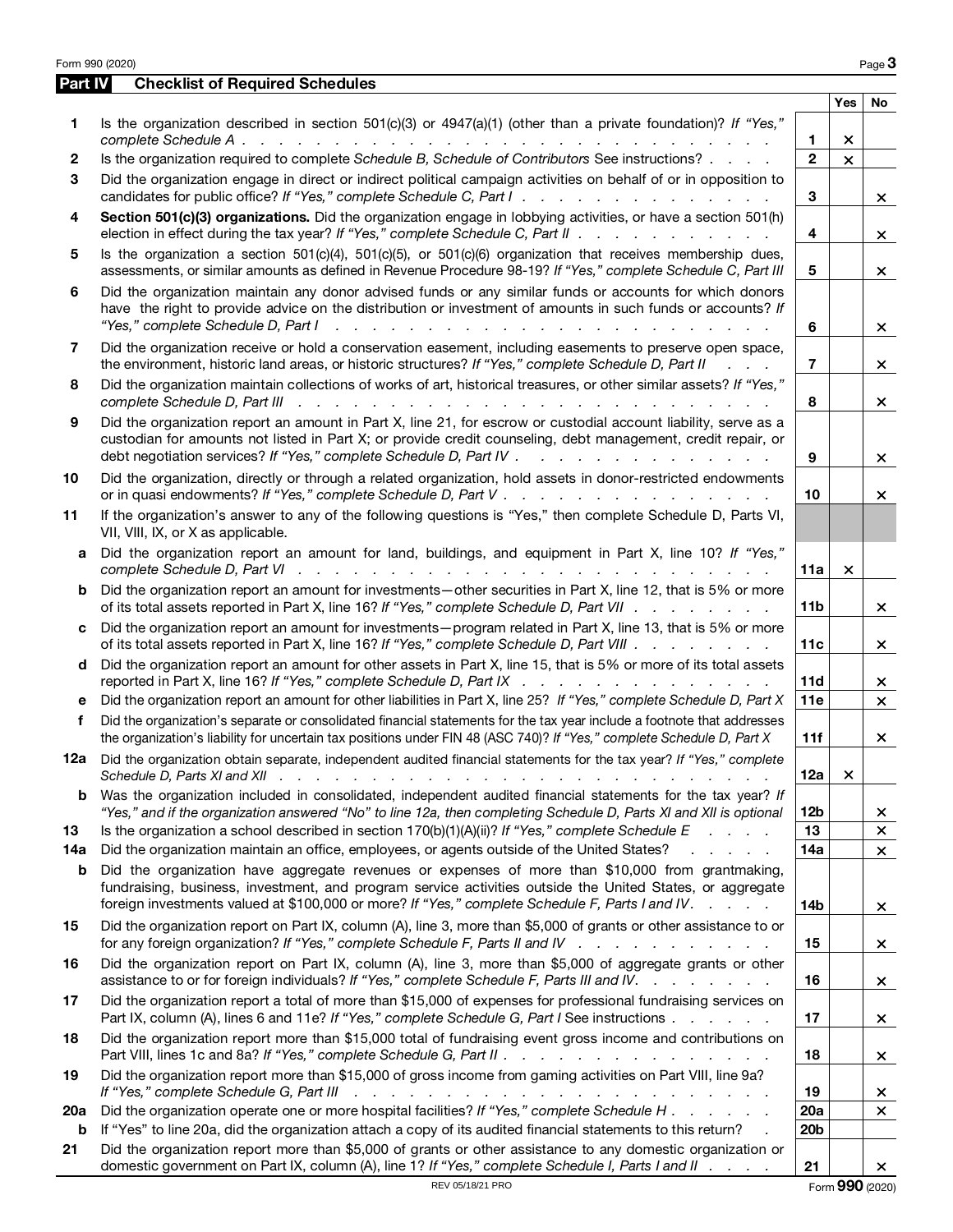## Part IV Checklist of Required Schedules

| | | | Yes | No |
|---|---|---|---|---|
| **1** | Is the organization described in section 501(c)(3) or 4947(a)(1) (other than a private foundation)? *If "Yes," complete Schedule A* | 1 | × | |
| **2** | Is the organization required to complete *Schedule B, Schedule of Contributors* See instructions? | 2 | × | |
| **3** | Did the organization engage in direct or indirect political campaign activities on behalf of or in opposition to candidates for public office? *If "Yes," complete Schedule C, Part I* | 3 | | × |
| **4** | **Section 501(c)(3) organizations.** Did the organization engage in lobbying activities, or have a section 501(h) election in effect during the tax year? *If "Yes," complete Schedule C, Part II* | 4 | | × |
| **5** | Is the organization a section 501(c)(4), 501(c)(5), or 501(c)(6) organization that receives membership dues, assessments, or similar amounts as defined in Revenue Procedure 98-19? *If "Yes," complete Schedule C, Part III* | 5 | | × |
| **6** | Did the organization maintain any donor advised funds or any similar funds or accounts for which donors have the right to provide advice on the distribution or investment of amounts in such funds or accounts? *If "Yes," complete Schedule D, Part I* | 6 | | × |
| **7** | Did the organization receive or hold a conservation easement, including easements to preserve open space, the environment, historic land areas, or historic structures? *If "Yes," complete Schedule D, Part II* | 7 | | × |
| **8** | Did the organization maintain collections of works of art, historical treasures, or other similar assets? *If "Yes," complete Schedule D, Part III* | 8 | | × |
| **9** | Did the organization report an amount in Part X, line 21, for escrow or custodial account liability, serve as a custodian for amounts not listed in Part X; or provide credit counseling, debt management, credit repair, or debt negotiation services? *If "Yes," complete Schedule D, Part IV* | 9 | | × |
| **10** | Did the organization, directly or through a related organization, hold assets in donor-restricted endowments or in quasi endowments? *If "Yes," complete Schedule D, Part V* | 10 | | × |
| **11** | If the organization's answer to any of the following questions is "Yes," then complete Schedule D, Parts VI, VII, VIII, IX, or X as applicable. | | | |
| **a** | Did the organization report an amount for land, buildings, and equipment in Part X, line 10? *If "Yes," complete Schedule D, Part VI* | 11a | × | |
| **b** | Did the organization report an amount for investments—other securities in Part X, line 12, that is 5% or more of its total assets reported in Part X, line 16? *If "Yes," complete Schedule D, Part VII* | 11b | | × |
| **c** | Did the organization report an amount for investments—program related in Part X, line 13, that is 5% or more of its total assets reported in Part X, line 16? *If "Yes," complete Schedule D, Part VIII* | 11c | | × |
| **d** | Did the organization report an amount for other assets in Part X, line 15, that is 5% or more of its total assets reported in Part X, line 16? *If "Yes," complete Schedule D, Part IX* | 11d | | × |
| **e** | Did the organization report an amount for other liabilities in Part X, line 25? *If "Yes," complete Schedule D, Part X* | 11e | | × |
| **f** | Did the organization's separate or consolidated financial statements for the tax year include a footnote that addresses the organization's liability for uncertain tax positions under FIN 48 (ASC 740)? *If "Yes," complete Schedule D, Part X* | 11f | | × |
| **12a** | Did the organization obtain separate, independent audited financial statements for the tax year? *If "Yes," complete Schedule D, Parts XI and XII* | 12a | × | |
| **b** | Was the organization included in consolidated, independent audited financial statements for the tax year? *If "Yes," and if the organization answered "No" to line 12a, then completing Schedule D, Parts XI and XII is optional* | 12b | | × |
| **13** | Is the organization a school described in section 170(b)(1)(A)(ii)? *If "Yes," complete Schedule E* | 13 | | × |
| **14a** | Did the organization maintain an office, employees, or agents outside of the United States? | 14a | | × |
| **b** | Did the organization have aggregate revenues or expenses of more than $10,000 from grantmaking, fundraising, business, investment, and program service activities outside the United States, or aggregate foreign investments valued at $100,000 or more? *If "Yes," complete Schedule F, Parts I and IV.* | 14b | | × |
| **15** | Did the organization report on Part IX, column (A), line 3, more than $5,000 of grants or other assistance to or for any foreign organization? *If "Yes," complete Schedule F, Parts II and IV* | 15 | | × |
| **16** | Did the organization report on Part IX, column (A), line 3, more than $5,000 of aggregate grants or other assistance to or for foreign individuals? *If "Yes," complete Schedule F, Parts III and IV.* | 16 | | × |
| **17** | Did the organization report a total of more than $15,000 of expenses for professional fundraising services on Part IX, column (A), lines 6 and 11e? *If "Yes," complete Schedule G, Part I* See instructions | 17 | | × |
| **18** | Did the organization report more than $15,000 total of fundraising event gross income and contributions on Part VIII, lines 1c and 8a? *If "Yes," complete Schedule G, Part II* | 18 | | × |
| **19** | Did the organization report more than $15,000 of gross income from gaming activities on Part VIII, line 9a? *If "Yes," complete Schedule G, Part III* | 19 | | × |
| **20a** | Did the organization operate one or more hospital facilities? *If "Yes," complete Schedule H* | 20a | | × |
| **b** | If "Yes" to line 20a, did the organization attach a copy of its audited financial statements to this return? | 20b | | |
| **21** | Did the organization report more than $5,000 of grants or other assistance to any domestic organization or domestic government on Part IX, column (A), line 1? *If "Yes," complete Schedule I, Parts I and II* | 21 | | × |

REV 05/18/21 PRO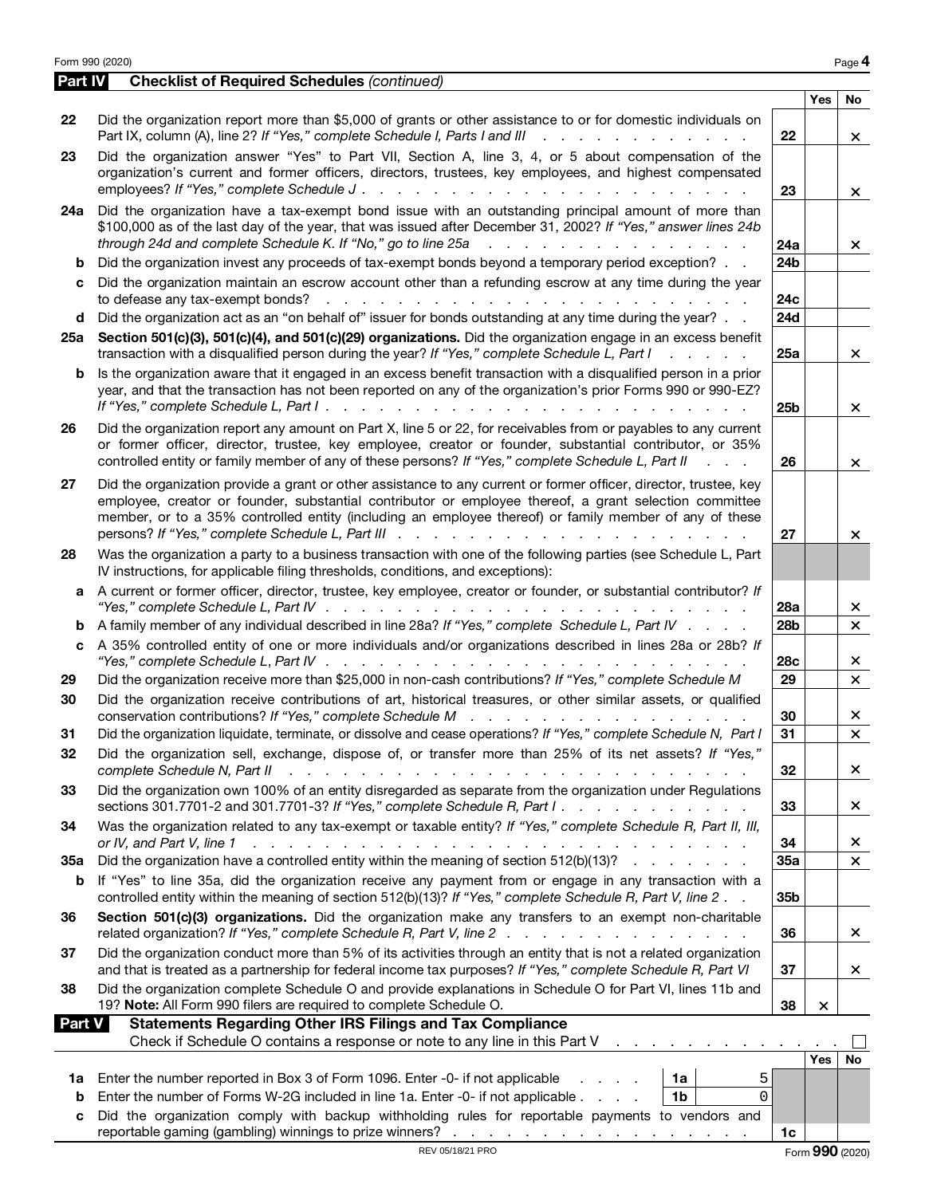## Part IV Checklist of Required Schedules *(continued)*

| | | | Yes | No |
|---|---|---|---|---|
| 22 | Did the organization report more than $5,000 of grants or other assistance to or for domestic individuals on Part IX, column (A), line 2? *If "Yes," complete Schedule I, Parts I and III* | 22 | | × |
| 23 | Did the organization answer "Yes" to Part VII, Section A, line 3, 4, or 5 about compensation of the organization's current and former officers, directors, trustees, key employees, and highest compensated employees? *If "Yes," complete Schedule J* | 23 | | × |
| 24a | Did the organization have a tax-exempt bond issue with an outstanding principal amount of more than $100,000 as of the last day of the year, that was issued after December 31, 2002? *If "Yes," answer lines 24b through 24d and complete Schedule K. If "No," go to line 25a* | 24a | | × |
| b | Did the organization invest any proceeds of tax-exempt bonds beyond a temporary period exception? | 24b | | |
| c | Did the organization maintain an escrow account other than a refunding escrow at any time during the year to defease any tax-exempt bonds? | 24c | | |
| d | Did the organization act as an "on behalf of" issuer for bonds outstanding at any time during the year? | 24d | | |
| 25a | **Section 501(c)(3), 501(c)(4), and 501(c)(29) organizations.** Did the organization engage in an excess benefit transaction with a disqualified person during the year? *If "Yes," complete Schedule L, Part I* | 25a | | × |
| b | Is the organization aware that it engaged in an excess benefit transaction with a disqualified person in a prior year, and that the transaction has not been reported on any of the organization's prior Forms 990 or 990-EZ? *If "Yes," complete Schedule L, Part I* | 25b | | × |
| 26 | Did the organization report any amount on Part X, line 5 or 22, for receivables from or payables to any current or former officer, director, trustee, key employee, creator or founder, substantial contributor, or 35% controlled entity or family member of any of these persons? *If "Yes," complete Schedule L, Part II* | 26 | | × |
| 27 | Did the organization provide a grant or other assistance to any current or former officer, director, trustee, key employee, creator or founder, substantial contributor or employee thereof, a grant selection committee member, or to a 35% controlled entity (including an employee thereof) or family member of any of these persons? *If "Yes," complete Schedule L, Part III* | 27 | | × |
| 28 | Was the organization a party to a business transaction with one of the following parties (see Schedule L, Part IV instructions, for applicable filing thresholds, conditions, and exceptions): | | | |
| a | A current or former officer, director, trustee, key employee, creator or founder, or substantial contributor? *If "Yes," complete Schedule L, Part IV* | 28a | | × |
| b | A family member of any individual described in line 28a? *If "Yes," complete Schedule L, Part IV* | 28b | | × |
| c | A 35% controlled entity of one or more individuals and/or organizations described in lines 28a or 28b? *If "Yes," complete Schedule L, Part IV* | 28c | | × |
| 29 | Did the organization receive more than $25,000 in non-cash contributions? *If "Yes," complete Schedule M* | 29 | | × |
| 30 | Did the organization receive contributions of art, historical treasures, or other similar assets, or qualified conservation contributions? *If "Yes," complete Schedule M* | 30 | | × |
| 31 | Did the organization liquidate, terminate, or dissolve and cease operations? *If "Yes," complete Schedule N, Part I* | 31 | | × |
| 32 | Did the organization sell, exchange, dispose of, or transfer more than 25% of its net assets? *If "Yes," complete Schedule N, Part II* | 32 | | × |
| 33 | Did the organization own 100% of an entity disregarded as separate from the organization under Regulations sections 301.7701-2 and 301.7701-3? *If "Yes," complete Schedule R, Part I* | 33 | | × |
| 34 | Was the organization related to any tax-exempt or taxable entity? *If "Yes," complete Schedule R, Part II, III, or IV, and Part V, line 1* | 34 | | × |
| 35a | Did the organization have a controlled entity within the meaning of section 512(b)(13)? | 35a | | × |
| b | If "Yes" to line 35a, did the organization receive any payment from or engage in any transaction with a controlled entity within the meaning of section 512(b)(13)? *If "Yes," complete Schedule R, Part V, line 2* | 35b | | |
| 36 | **Section 501(c)(3) organizations.** Did the organization make any transfers to an exempt non-charitable related organization? *If "Yes," complete Schedule R, Part V, line 2* | 36 | | × |
| 37 | Did the organization conduct more than 5% of its activities through an entity that is not a related organization and that is treated as a partnership for federal income tax purposes? *If "Yes," complete Schedule R, Part VI* | 37 | | × |
| 38 | Did the organization complete Schedule O and provide explanations in Schedule O for Part VI, lines 11b and 19? **Note:** All Form 990 filers are required to complete Schedule O. | 38 | × | |

## Part V Statements Regarding Other IRS Filings and Tax Compliance

Check if Schedule O contains a response or note to any line in this Part V ☐

| | | | | | Yes | No |
|---|---|---|---|---|---|---|
| 1a | Enter the number reported in Box 3 of Form 1096. Enter -0- if not applicable | 1a | 5 | | | |
| b | Enter the number of Forms W-2G included in line 1a. Enter -0- if not applicable | 1b | 0 | | | |
| c | Did the organization comply with backup withholding rules for reportable payments to vendors and reportable gaming (gambling) winnings to prize winners? | | | 1c | | |

REV 05/18/21 PRO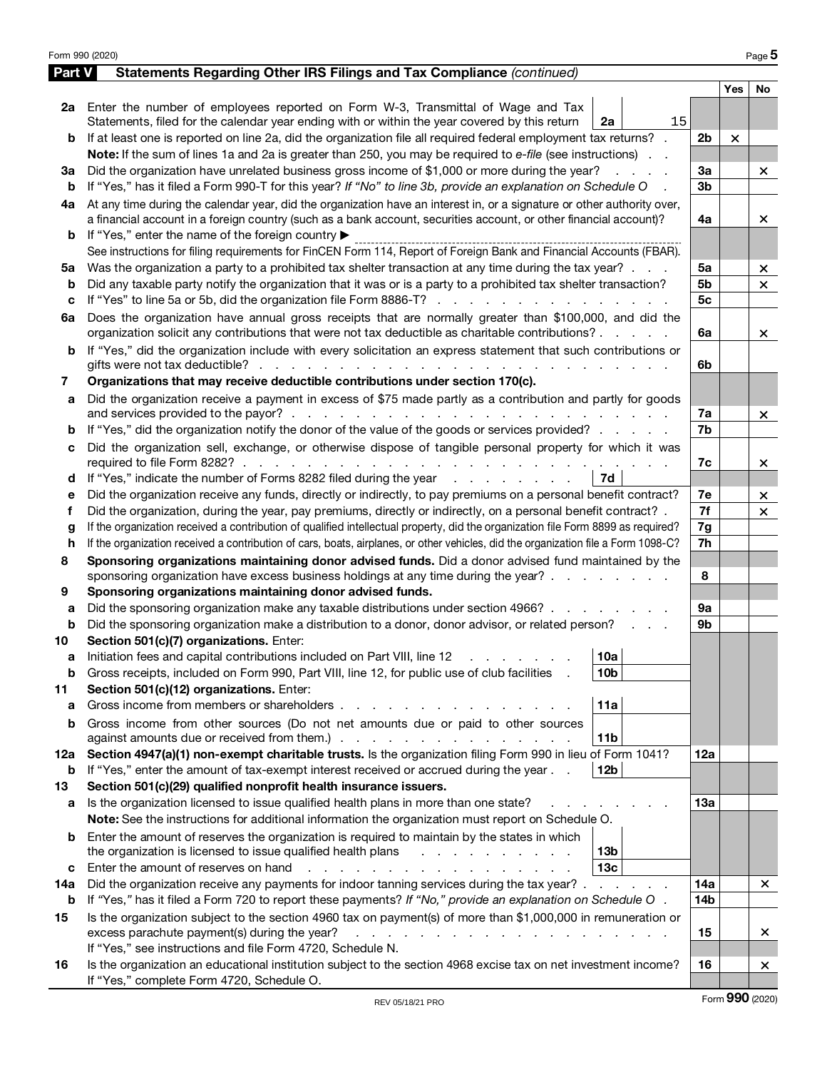## Part V Statements Regarding Other IRS Filings and Tax Compliance *(continued)*

| | | | | Yes | No |
|---|---|---|---|---|---|
| **2a** | Enter the number of employees reported on Form W-3, Transmittal of Wage and Tax Statements, filed for the calendar year ending with or within the year covered by this return | **2a** 15 | | | |
| **b** | If at least one is reported on line 2a, did the organization file all required federal employment tax returns? | | **2b** | × | |
| | **Note:** If the sum of lines 1a and 2a is greater than 250, you may be required to *e-file* (see instructions) | | | | |
| **3a** | Did the organization have unrelated business gross income of $1,000 or more during the year? | | **3a** | | × |
| **b** | If "Yes," has it filed a Form 990-T for this year? *If "No" to line 3b, provide an explanation on Schedule O* | | **3b** | | |
| **4a** | At any time during the calendar year, did the organization have an interest in, or a signature or other authority over, a financial account in a foreign country (such as a bank account, securities account, or other financial account)? | | **4a** | | × |
| **b** | If "Yes," enter the name of the foreign country ▶ | | | | |
| | See instructions for filing requirements for FinCEN Form 114, Report of Foreign Bank and Financial Accounts (FBAR). | | | | |
| **5a** | Was the organization a party to a prohibited tax shelter transaction at any time during the tax year? | | **5a** | | × |
| **b** | Did any taxable party notify the organization that it was or is a party to a prohibited tax shelter transaction? | | **5b** | | × |
| **c** | If "Yes" to line 5a or 5b, did the organization file Form 8886-T? | | **5c** | | |
| **6a** | Does the organization have annual gross receipts that are normally greater than $100,000, and did the organization solicit any contributions that were not tax deductible as charitable contributions? | | **6a** | | × |
| **b** | If "Yes," did the organization include with every solicitation an express statement that such contributions or gifts were not tax deductible? | | **6b** | | |
| **7** | **Organizations that may receive deductible contributions under section 170(c).** | | | | |
| **a** | Did the organization receive a payment in excess of $75 made partly as a contribution and partly for goods and services provided to the payor? | | **7a** | | × |
| **b** | If "Yes," did the organization notify the donor of the value of the goods or services provided? | | **7b** | | |
| **c** | Did the organization sell, exchange, or otherwise dispose of tangible personal property for which it was required to file Form 8282? | | **7c** | | × |
| **d** | If "Yes," indicate the number of Forms 8282 filed during the year | **7d** | | | |
| **e** | Did the organization receive any funds, directly or indirectly, to pay premiums on a personal benefit contract? | | **7e** | | × |
| **f** | Did the organization, during the year, pay premiums, directly or indirectly, on a personal benefit contract? | | **7f** | | × |
| **g** | If the organization received a contribution of qualified intellectual property, did the organization file Form 8899 as required? | | **7g** | | |
| **h** | If the organization received a contribution of cars, boats, airplanes, or other vehicles, did the organization file a Form 1098-C? | | **7h** | | |
| **8** | **Sponsoring organizations maintaining donor advised funds.** Did a donor advised fund maintained by the sponsoring organization have excess business holdings at any time during the year? | | **8** | | |
| **9** | **Sponsoring organizations maintaining donor advised funds.** | | | | |
| **a** | Did the sponsoring organization make any taxable distributions under section 4966? | | **9a** | | |
| **b** | Did the sponsoring organization make a distribution to a donor, donor advisor, or related person? | | **9b** | | |
| **10** | **Section 501(c)(7) organizations.** Enter: | | | | |
| **a** | Initiation fees and capital contributions included on Part VIII, line 12 | **10a** | | | |
| **b** | Gross receipts, included on Form 990, Part VIII, line 12, for public use of club facilities | **10b** | | | |
| **11** | **Section 501(c)(12) organizations.** Enter: | | | | |
| **a** | Gross income from members or shareholders | **11a** | | | |
| **b** | Gross income from other sources (Do not net amounts due or paid to other sources against amounts due or received from them.) | **11b** | | | |
| **12a** | **Section 4947(a)(1) non-exempt charitable trusts.** Is the organization filing Form 990 in lieu of Form 1041? | | **12a** | | |
| **b** | If "Yes," enter the amount of tax-exempt interest received or accrued during the year | **12b** | | | |
| **13** | **Section 501(c)(29) qualified nonprofit health insurance issuers.** | | | | |
| **a** | Is the organization licensed to issue qualified health plans in more than one state? | | **13a** | | |
| | **Note:** See the instructions for additional information the organization must report on Schedule O. | | | | |
| **b** | Enter the amount of reserves the organization is required to maintain by the states in which the organization is licensed to issue qualified health plans | **13b** | | | |
| **c** | Enter the amount of reserves on hand | **13c** | | | |
| **14a** | Did the organization receive any payments for indoor tanning services during the tax year? | | **14a** | | × |
| **b** | If "Yes," has it filed a Form 720 to report these payments? *If "No," provide an explanation on Schedule O* | | **14b** | | |
| **15** | Is the organization subject to the section 4960 tax on payment(s) of more than $1,000,000 in remuneration or excess parachute payment(s) during the year? | | **15** | | × |
| | If "Yes," see instructions and file Form 4720, Schedule N. | | | | |
| **16** | Is the organization an educational institution subject to the section 4968 excise tax on net investment income? | | **16** | | × |
| | If "Yes," complete Form 4720, Schedule O. | | | | |

REV 05/18/21 PRO

Form **990** (2020)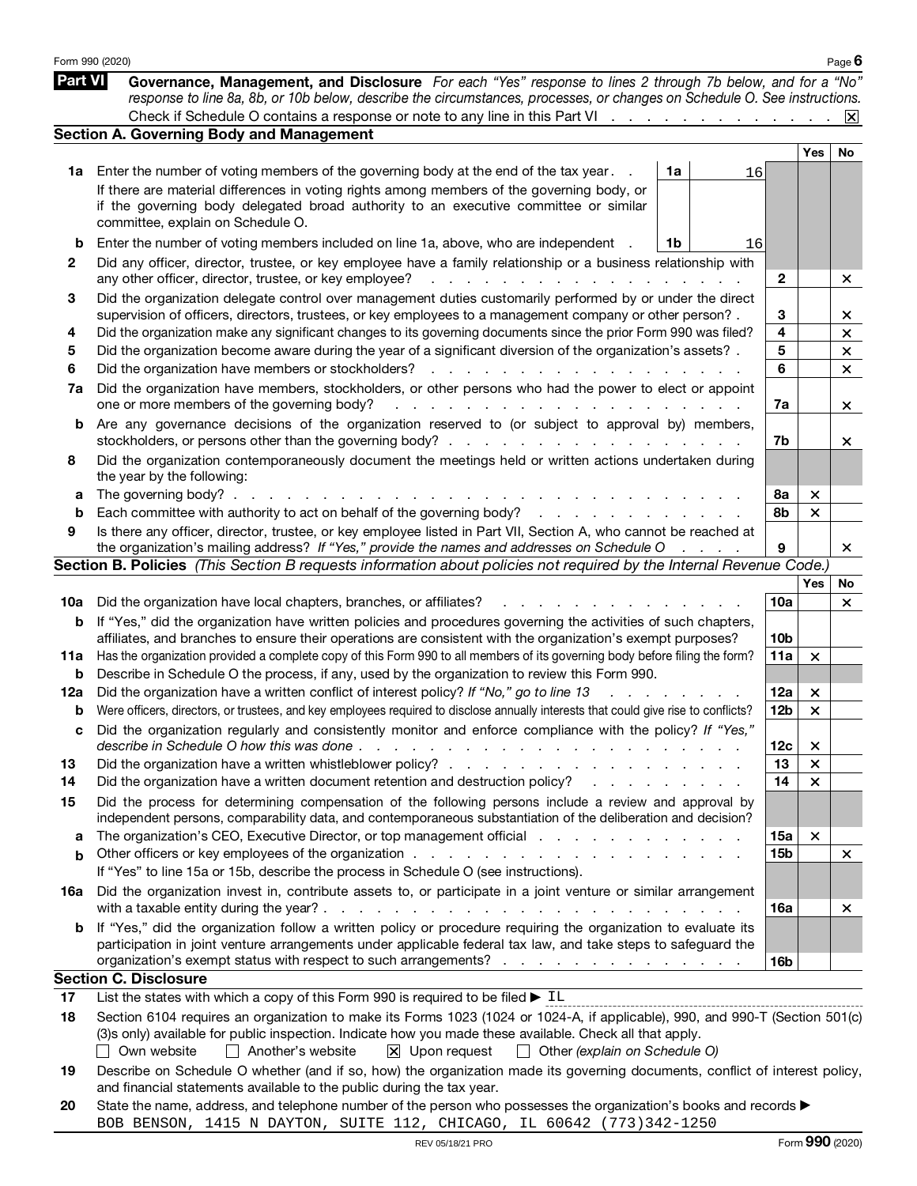Form 990 (2020)

## Part VI Governance, Management, and Disclosure

*For each "Yes" response to lines 2 through 7b below, and for a "No" response to line 8a, 8b, or 10b below, describe the circumstances, processes, or changes on Schedule O. See instructions.*

Check if Schedule O contains a response or note to any line in this Part VI . . . . . . . . . . . . . . ☒

### Section A. Governing Body and Management

| | | | | Yes | No |
|---|---|---|---|---|---|
| **1a** | Enter the number of voting members of the governing body at the end of the tax year . . **1a** 16<br>If there are material differences in voting rights among members of the governing body, or if the governing body delegated broad authority to an executive committee or similar committee, explain on Schedule O. | | | | |
| **b** | Enter the number of voting members included on line 1a, above, who are independent . **1b** 16 | | | | |
| **2** | Did any officer, director, trustee, or key employee have a family relationship or a business relationship with any other officer, director, trustee, or key employee? | | **2** | | × |
| **3** | Did the organization delegate control over management duties customarily performed by or under the direct supervision of officers, directors, trustees, or key employees to a management company or other person? | | **3** | | × |
| **4** | Did the organization make any significant changes to its governing documents since the prior Form 990 was filed? | | **4** | | × |
| **5** | Did the organization become aware during the year of a significant diversion of the organization's assets? | | **5** | | × |
| **6** | Did the organization have members or stockholders? | | **6** | | × |
| **7a** | Did the organization have members, stockholders, or other persons who had the power to elect or appoint one or more members of the governing body? | | **7a** | | × |
| **b** | Are any governance decisions of the organization reserved to (or subject to approval by) members, stockholders, or persons other than the governing body? | | **7b** | | × |
| **8** | Did the organization contemporaneously document the meetings held or written actions undertaken during the year by the following: | | | | |
| **a** | The governing body? | | **8a** | × | |
| **b** | Each committee with authority to act on behalf of the governing body? | | **8b** | × | |
| **9** | Is there any officer, director, trustee, or key employee listed in Part VII, Section A, who cannot be reached at the organization's mailing address? *If "Yes," provide the names and addresses on Schedule O* | | **9** | | × |

### Section B. Policies *(This Section B requests information about policies not required by the Internal Revenue Code.)*

| | | | Yes | No |
|---|---|---|---|---|
| **10a** | Did the organization have local chapters, branches, or affiliates? | **10a** | | × |
| **b** | If "Yes," did the organization have written policies and procedures governing the activities of such chapters, affiliates, and branches to ensure their operations are consistent with the organization's exempt purposes? | **10b** | | |
| **11a** | Has the organization provided a complete copy of this Form 990 to all members of its governing body before filing the form? | **11a** | × | |
| **b** | Describe in Schedule O the process, if any, used by the organization to review this Form 990. | | | |
| **12a** | Did the organization have a written conflict of interest policy? *If "No," go to line 13* | **12a** | × | |
| **b** | Were officers, directors, or trustees, and key employees required to disclose annually interests that could give rise to conflicts? | **12b** | × | |
| **c** | Did the organization regularly and consistently monitor and enforce compliance with the policy? *If "Yes," describe in Schedule O how this was done* | **12c** | × | |
| **13** | Did the organization have a written whistleblower policy? | **13** | × | |
| **14** | Did the organization have a written document retention and destruction policy? | **14** | × | |
| **15** | Did the process for determining compensation of the following persons include a review and approval by independent persons, comparability data, and contemporaneous substantiation of the deliberation and decision? | | | |
| **a** | The organization's CEO, Executive Director, or top management official | **15a** | × | |
| **b** | Other officers or key employees of the organization | **15b** | | × |
| | If "Yes" to line 15a or 15b, describe the process in Schedule O (see instructions). | | | |
| **16a** | Did the organization invest in, contribute assets to, or participate in a joint venture or similar arrangement with a taxable entity during the year? | **16a** | | × |
| **b** | If "Yes," did the organization follow a written policy or procedure requiring the organization to evaluate its participation in joint venture arrangements under applicable federal tax law, and take steps to safeguard the organization's exempt status with respect to such arrangements? | **16b** | | |

### Section C. Disclosure

**17** List the states with which a copy of this Form 990 is required to be filed ► IL

**18** Section 6104 requires an organization to make its Forms 1023 (1024 or 1024-A, if applicable), 990, and 990-T (Section 501(c)(3)s only) available for public inspection. Indicate how you made these available. Check all that apply.

☐ Own website ☐ Another's website ☒ Upon request ☐ Other *(explain on Schedule O)*

**19** Describe on Schedule O whether (and if so, how) the organization made its governing documents, conflict of interest policy, and financial statements available to the public during the tax year.

**20** State the name, address, and telephone number of the person who possesses the organization's books and records ►
BOB BENSON, 1415 N DAYTON, SUITE 112, CHICAGO, IL 60642 (773)342-1250

REV 05/18/21 PRO Form **990** (2020)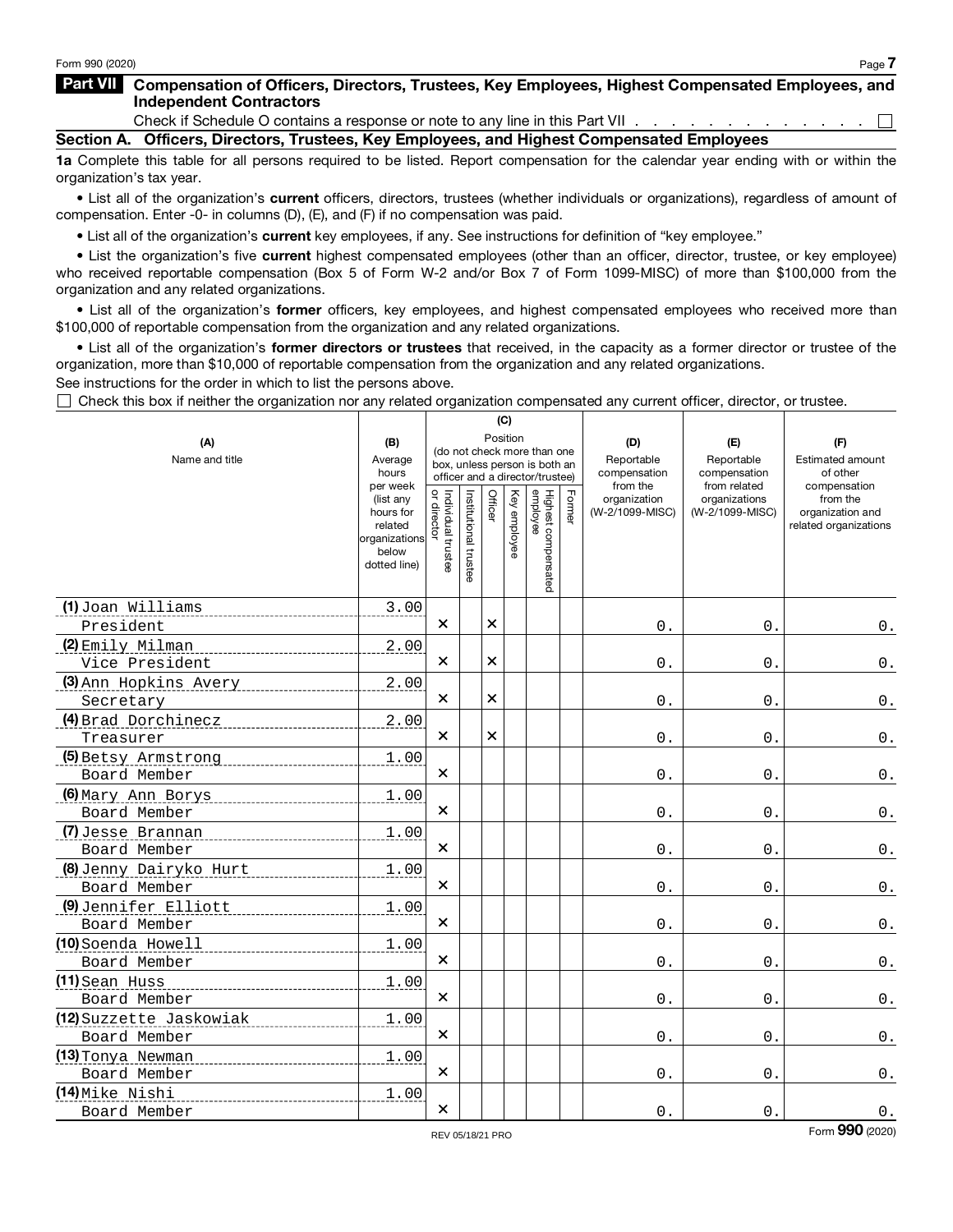## Part VII Compensation of Officers, Directors, Trustees, Key Employees, Highest Compensated Employees, and Independent Contractors

Check if Schedule O contains a response or note to any line in this Part VII . . . . . . . . . . . . . . ☐

### Section A. Officers, Directors, Trustees, Key Employees, and Highest Compensated Employees

**1a** Complete this table for all persons required to be listed. Report compensation for the calendar year ending with or within the organization's tax year.

- List all of the organization's **current** officers, directors, trustees (whether individuals or organizations), regardless of amount of compensation. Enter -0- in columns (D), (E), and (F) if no compensation was paid.
- List all of the organization's **current** key employees, if any. See instructions for definition of "key employee."
- List the organization's five **current** highest compensated employees (other than an officer, director, trustee, or key employee) who received reportable compensation (Box 5 of Form W-2 and/or Box 7 of Form 1099-MISC) of more than $100,000 from the organization and any related organizations.
- List all of the organization's **former** officers, key employees, and highest compensated employees who received more than $100,000 of reportable compensation from the organization and any related organizations.
- List all of the organization's **former directors or trustees** that received, in the capacity as a former director or trustee of the organization, more than $10,000 of reportable compensation from the organization and any related organizations.

See instructions for the order in which to list the persons above.

☐ Check this box if neither the organization nor any related organization compensated any current officer, director, or trustee.

| (A) Name and title | (B) Average hours per week (list any hours for related organizations below dotted line) | (C) Position (do not check more than one box, unless person is both an officer and a director/trustee) | | | | | | (D) Reportable compensation from the organization (W-2/1099-MISC) | (E) Reportable compensation from related organizations (W-2/1099-MISC) | (F) Estimated amount of other compensation from the organization and related organizations |
|---|---|---|---|---|---|---|---|---|---|---|
| | | Individual trustee or director | Institutional trustee | Officer | Key employee | Highest compensated employee | Former | | | |
| (1) Joan Williams<br>President | 3.00 | × | | × | | | | 0. | 0. | 0. |
| (2) Emily Milman<br>Vice President | 2.00 | × | | × | | | | 0. | 0. | 0. |
| (3) Ann Hopkins Avery<br>Secretary | 2.00 | × | | × | | | | 0. | 0. | 0. |
| (4) Brad Dorchinecz<br>Treasurer | 2.00 | × | | × | | | | 0. | 0. | 0. |
| (5) Betsy Armstrong<br>Board Member | 1.00 | × | | | | | | 0. | 0. | 0. |
| (6) Mary Ann Borys<br>Board Member | 1.00 | × | | | | | | 0. | 0. | 0. |
| (7) Jesse Brannan<br>Board Member | 1.00 | × | | | | | | 0. | 0. | 0. |
| (8) Jenny Dairyko Hurt<br>Board Member | 1.00 | × | | | | | | 0. | 0. | 0. |
| (9) Jennifer Elliott<br>Board Member | 1.00 | × | | | | | | 0. | 0. | 0. |
| (10) Soenda Howell<br>Board Member | 1.00 | × | | | | | | 0. | 0. | 0. |
| (11) Sean Huss<br>Board Member | 1.00 | × | | | | | | 0. | 0. | 0. |
| (12) Suzzette Jaskowiak<br>Board Member | 1.00 | × | | | | | | 0. | 0. | 0. |
| (13) Tonya Newman<br>Board Member | 1.00 | × | | | | | | 0. | 0. | 0. |
| (14) Mike Nishi<br>Board Member | 1.00 | × | | | | | | 0. | 0. | 0. |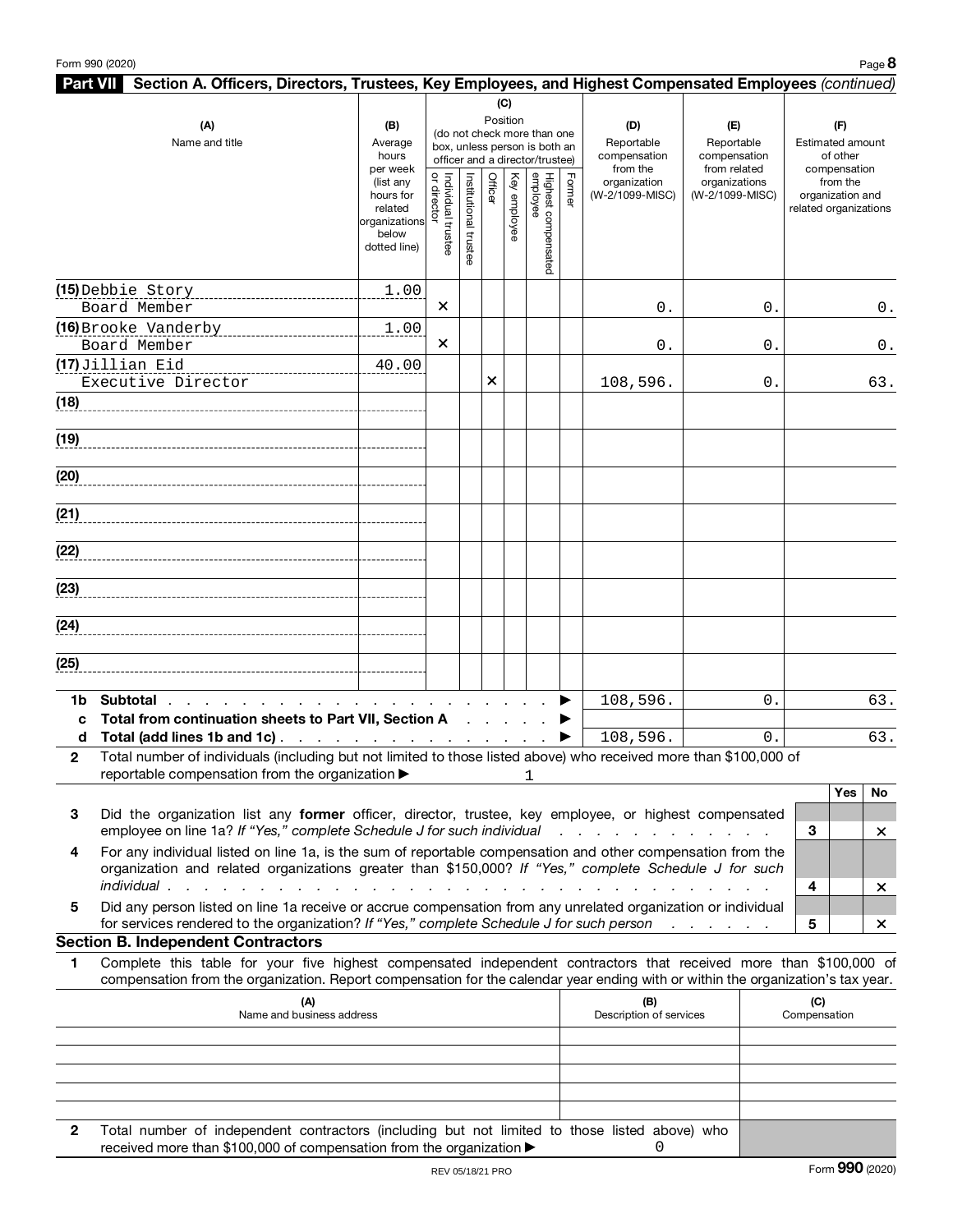## Part VII Section A. Officers, Directors, Trustees, Key Employees, and Highest Compensated Employees *(continued)*

| (A) Name and title | (B) Average hours per week (list any hours for related organizations below dotted line) | (C) Position: Individual trustee or director | Institutional trustee | Officer | Key employee | Highest compensated employee | Former | (D) Reportable compensation from the organization (W-2/1099-MISC) | (E) Reportable compensation from related organizations (W-2/1099-MISC) | (F) Estimated amount of other compensation from the organization and related organizations |
|---|---|---|---|---|---|---|---|---|---|---|
| (15) Debbie Story<br>Board Member | 1.00 | X | | | | | | 0. | 0. | 0. |
| (16) Brooke Vanderby<br>Board Member | 1.00 | X | | | | | | 0. | 0. | 0. |
| (17) Jillian Eid<br>Executive Director | 40.00 | | | X | | | | 108,596. | 0. | 63. |
| (18) | | | | | | | | | | |
| (19) | | | | | | | | | | |
| (20) | | | | | | | | | | |
| (21) | | | | | | | | | | |
| (22) | | | | | | | | | | |
| (23) | | | | | | | | | | |
| (24) | | | | | | | | | | |
| (25) | | | | | | | | | | |
| **1b Subtotal** | | | | | | | | 108,596. | 0. | 63. |
| **c Total from continuation sheets to Part VII, Section A** | | | | | | | | | | |
| **d Total (add lines 1b and 1c)** | | | | | | | | 108,596. | 0. | 63. |

**2** Total number of individuals (including but not limited to those listed above) who received more than $100,000 of reportable compensation from the organization ▶ 1

| | | Yes | No |
|---|---|---|---|
| **3** Did the organization list any **former** officer, director, trustee, key employee, or highest compensated employee on line 1a? *If "Yes," complete Schedule J for such individual* | 3 | | X |
| **4** For any individual listed on line 1a, is the sum of reportable compensation and other compensation from the organization and related organizations greater than $150,000? *If "Yes," complete Schedule J for such individual* | 4 | | X |
| **5** Did any person listed on line 1a receive or accrue compensation from any unrelated organization or individual for services rendered to the organization? *If "Yes," complete Schedule J for such person* | 5 | | X |

### Section B. Independent Contractors

**1** Complete this table for your five highest compensated independent contractors that received more than $100,000 of compensation from the organization. Report compensation for the calendar year ending with or within the organization's tax year.

| (A) Name and business address | (B) Description of services | (C) Compensation |
|---|---|---|
| | | |
| | | |
| | | |
| | | |
| | | |

**2** Total number of independent contractors (including but not limited to those listed above) who received more than $100,000 of compensation from the organization ▶ 0

REV 05/18/21 PRO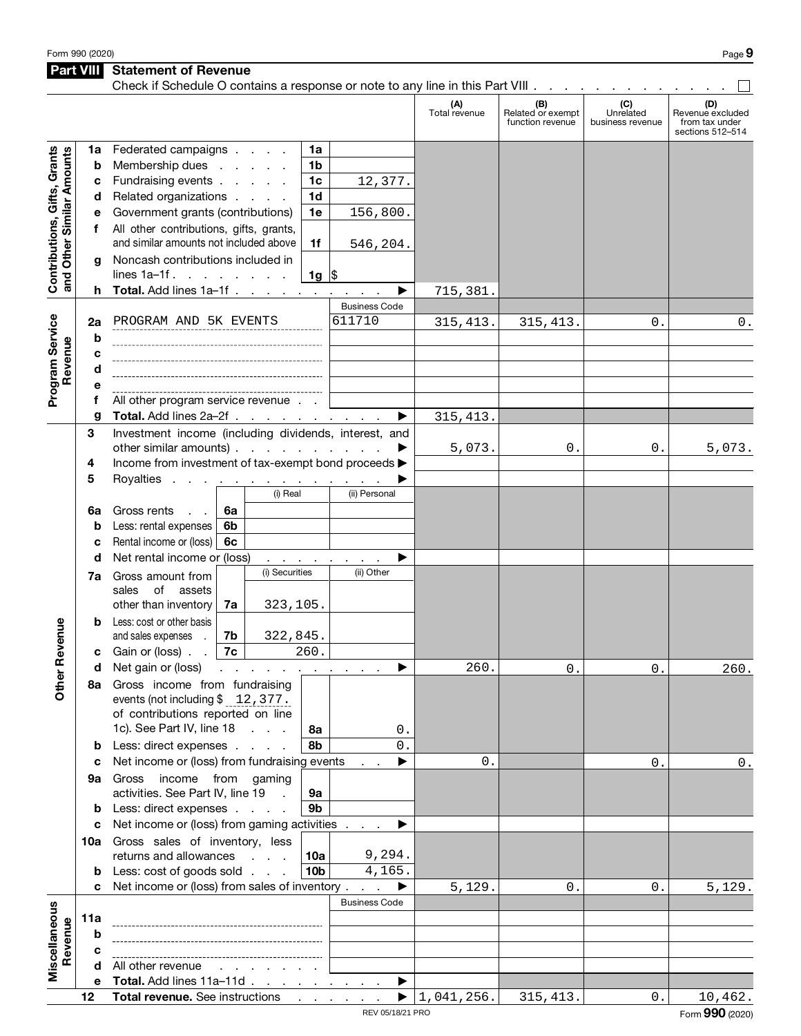Form 990 (2020)

## Part VIII Statement of Revenue

Check if Schedule O contains a response or note to any line in this Part VIII . . . . . . . . . . . . . ☐

| | | | | | (A) Total revenue | (B) Related or exempt function revenue | (C) Unrelated business revenue | (D) Revenue excluded from tax under sections 512–514 |
|---|---|---|---|---|---|---|---|---|
| **Contributions, Gifts, Grants and Other Similar Amounts** | 1a | Federated campaigns | 1a | | | | | |
| | b | Membership dues | 1b | | | | | |
| | c | Fundraising events | 1c | 12,377. | | | | |
| | d | Related organizations | 1d | | | | | |
| | e | Government grants (contributions) | 1e | 156,800. | | | | |
| | f | All other contributions, gifts, grants, and similar amounts not included above | 1f | 546,204. | | | | |
| | g | Noncash contributions included in lines 1a–1f | 1g | $ | | | | |
| | h | **Total.** Add lines 1a–1f | | ▶ | 715,381. | | | |
| **Program Service Revenue** | | | | Business Code | | | | |
| | 2a | PROGRAM AND 5K EVENTS | | 611710 | 315,413. | 315,413. | 0. | 0. |
| | b | | | | | | | |
| | c | | | | | | | |
| | d | | | | | | | |
| | e | | | | | | | |
| | f | All other program service revenue | | | | | | |
| | g | **Total.** Add lines 2a–2f | | ▶ | 315,413. | | | |
| **Other Revenue** | 3 | Investment income (including dividends, interest, and other similar amounts) | | ▶ | 5,073. | 0. | 0. | 5,073. |
| | 4 | Income from investment of tax-exempt bond proceeds | | ▶ | | | | |
| | 5 | Royalties | | ▶ | | | | |
| | | | (i) Real | (ii) Personal | | | | |
| | 6a | Gross rents — 6a | | | | | | |
| | b | Less: rental expenses — 6b | | | | | | |
| | c | Rental income or (loss) — 6c | | | | | | |
| | d | Net rental income or (loss) | | ▶ | | | | |
| | | | (i) Securities | (ii) Other | | | | |
| | 7a | Gross amount from sales of assets other than inventory — 7a | 323,105. | | | | | |
| | b | Less: cost or other basis and sales expenses — 7b | 322,845. | | | | | |
| | c | Gain or (loss) — 7c | 260. | | | | | |
| | d | Net gain or (loss) | | ▶ | 260. | 0. | 0. | 260. |
| | 8a | Gross income from fundraising events (not including $ 12,377. of contributions reported on line 1c). See Part IV, line 18 | 8a | 0. | | | | |
| | b | Less: direct expenses | 8b | 0. | | | | |
| | c | Net income or (loss) from fundraising events | | ▶ | 0. | | 0. | 0. |
| | 9a | Gross income from gaming activities. See Part IV, line 19 | 9a | | | | | |
| | b | Less: direct expenses | 9b | | | | | |
| | c | Net income or (loss) from gaming activities | | ▶ | | | | |
| | 10a | Gross sales of inventory, less returns and allowances | 10a | 9,294. | | | | |
| | b | Less: cost of goods sold | 10b | 4,165. | | | | |
| | c | Net income or (loss) from sales of inventory | | ▶ | 5,129. | 0. | 0. | 5,129. |
| **Miscellaneous Revenue** | | | | Business Code | | | | |
| | 11a | | | | | | | |
| | b | | | | | | | |
| | c | | | | | | | |
| | d | All other revenue | | | | | | |
| | e | **Total.** Add lines 11a–11d | | ▶ | | | | |
| | 12 | **Total revenue.** See instructions | | ▶ | 1,041,256. | 315,413. | 0. | 10,462. |

REV 05/18/21 PRO

Form **990** (2020)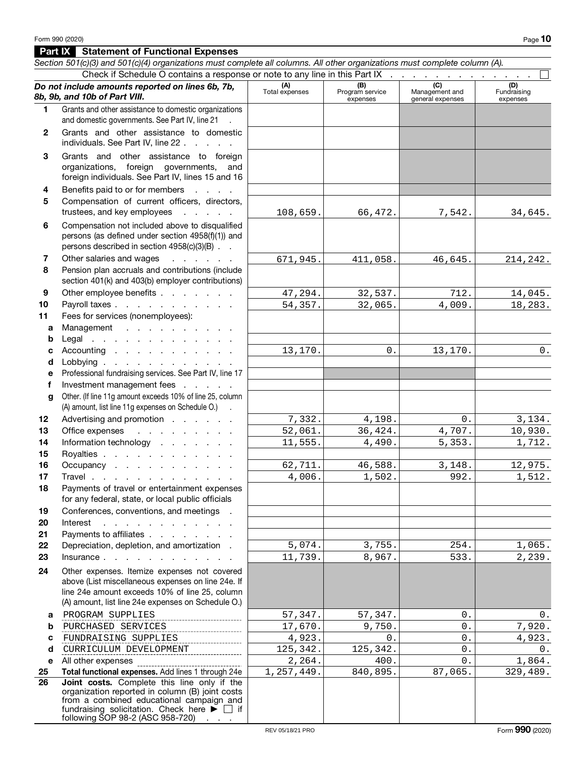Form 990 (2020)

## Part IX Statement of Functional Expenses

*Section 501(c)(3) and 501(c)(4) organizations must complete all columns. All other organizations must complete column (A).*

Check if Schedule O contains a response or note to any line in this Part IX . . . . . . . . . . . . . ☐

| *Do not include amounts reported on lines 6b, 7b, 8b, 9b, and 10b of Part VIII.* | (A) Total expenses | (B) Program service expenses | (C) Management and general expenses | (D) Fundraising expenses |
|---|---|---|---|---|
| **1** Grants and other assistance to domestic organizations and domestic governments. See Part IV, line 21 | | | | |
| **2** Grants and other assistance to domestic individuals. See Part IV, line 22 | | | | |
| **3** Grants and other assistance to foreign organizations, foreign governments, and foreign individuals. See Part IV, lines 15 and 16 | | | | |
| **4** Benefits paid to or for members | | | | |
| **5** Compensation of current officers, directors, trustees, and key employees | 108,659. | 66,472. | 7,542. | 34,645. |
| **6** Compensation not included above to disqualified persons (as defined under section 4958(f)(1)) and persons described in section 4958(c)(3)(B) | | | | |
| **7** Other salaries and wages | 671,945. | 411,058. | 46,645. | 214,242. |
| **8** Pension plan accruals and contributions (include section 401(k) and 403(b) employer contributions) | | | | |
| **9** Other employee benefits | 47,294. | 32,537. | 712. | 14,045. |
| **10** Payroll taxes | 54,357. | 32,065. | 4,009. | 18,283. |
| **11** Fees for services (nonemployees): | | | | |
| **a** Management | | | | |
| **b** Legal | | | | |
| **c** Accounting | 13,170. | 0. | 13,170. | 0. |
| **d** Lobbying | | | | |
| **e** Professional fundraising services. See Part IV, line 17 | | | | |
| **f** Investment management fees | | | | |
| **g** Other. (If line 11g amount exceeds 10% of line 25, column (A) amount, list line 11g expenses on Schedule O.) | | | | |
| **12** Advertising and promotion | 7,332. | 4,198. | 0. | 3,134. |
| **13** Office expenses | 52,061. | 36,424. | 4,707. | 10,930. |
| **14** Information technology | 11,555. | 4,490. | 5,353. | 1,712. |
| **15** Royalties | | | | |
| **16** Occupancy | 62,711. | 46,588. | 3,148. | 12,975. |
| **17** Travel | 4,006. | 1,502. | 992. | 1,512. |
| **18** Payments of travel or entertainment expenses for any federal, state, or local public officials | | | | |
| **19** Conferences, conventions, and meetings | | | | |
| **20** Interest | | | | |
| **21** Payments to affiliates | | | | |
| **22** Depreciation, depletion, and amortization | 5,074. | 3,755. | 254. | 1,065. |
| **23** Insurance | 11,739. | 8,967. | 533. | 2,239. |
| **24** Other expenses. Itemize expenses not covered above (List miscellaneous expenses on line 24e. If line 24e amount exceeds 10% of line 25, column (A) amount, list line 24e expenses on Schedule O.) | | | | |
| **a** PROGRAM SUPPLIES | 57,347. | 57,347. | 0. | 0. |
| **b** PURCHASED SERVICES | 17,670. | 9,750. | 0. | 7,920. |
| **c** FUNDRAISING SUPPLIES | 4,923. | 0. | 0. | 4,923. |
| **d** CURRICULUM DEVELOPMENT | 125,342. | 125,342. | 0. | 0. |
| **e** All other expenses | 2,264. | 400. | 0. | 1,864. |
| **25 Total functional expenses.** Add lines 1 through 24e | 1,257,449. | 840,895. | 87,065. | 329,489. |
| **26 Joint costs.** Complete this line only if the organization reported in column (B) joint costs from a combined educational campaign and fundraising solicitation. Check here ▶ ☐ if following SOP 98-2 (ASC 958-720) | | | | |

REV 05/18/21 PRO

Form **990** (2020)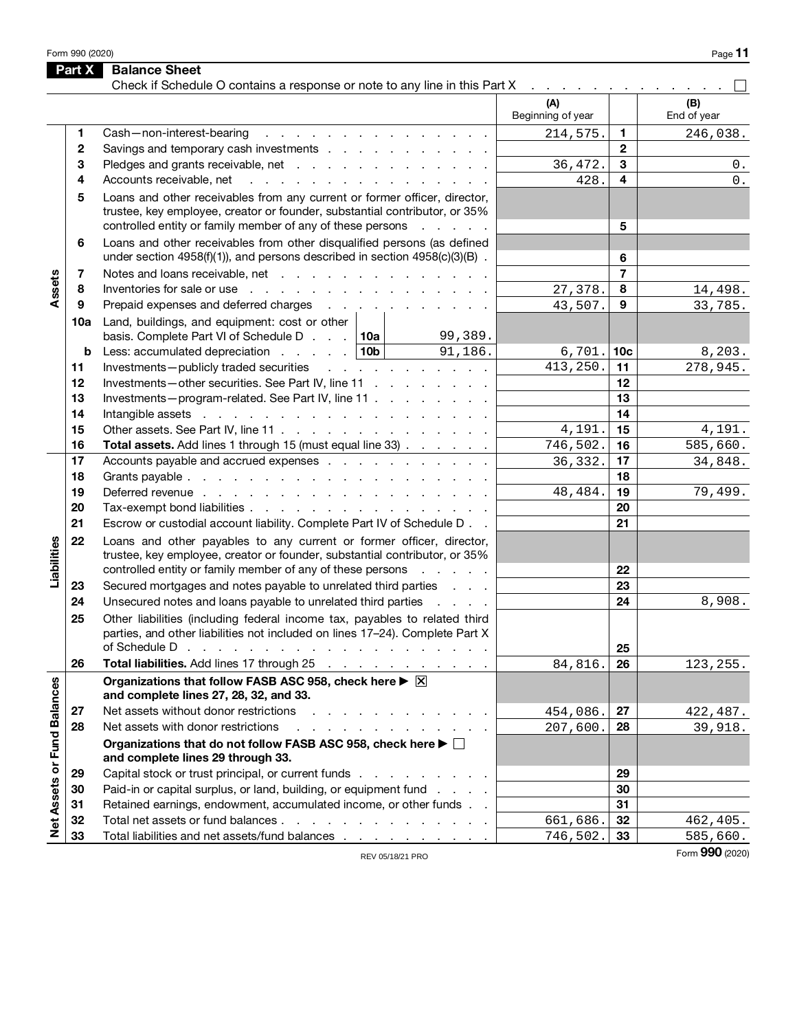Form 990 (2020)

## Part X Balance Sheet

Check if Schedule O contains a response or note to any line in this Part X . . . . . . . . . . . . . . ☐

| | | | (A) Beginning of year | | (B) End of year |
|---|---|---|---|---|---|
| Assets | 1 | Cash—non-interest-bearing | 214,575. | 1 | 246,038. |
| | 2 | Savings and temporary cash investments | | 2 | |
| | 3 | Pledges and grants receivable, net | 36,472. | 3 | 0. |
| | 4 | Accounts receivable, net | 428. | 4 | 0. |
| | 5 | Loans and other receivables from any current or former officer, director, trustee, key employee, creator or founder, substantial contributor, or 35% controlled entity or family member of any of these persons | | 5 | |
| | 6 | Loans and other receivables from other disqualified persons (as defined under section 4958(f)(1)), and persons described in section 4958(c)(3)(B) | | 6 | |
| | 7 | Notes and loans receivable, net | | 7 | |
| | 8 | Inventories for sale or use | 27,378. | 8 | 14,498. |
| | 9 | Prepaid expenses and deferred charges | 43,507. | 9 | 33,785. |
| | 10a | Land, buildings, and equipment: cost or other basis. Complete Part VI of Schedule D . . . 10a 99,389. | | | |
| | b | Less: accumulated depreciation . . . . . 10b 91,186. | 6,701. | 10c | 8,203. |
| | 11 | Investments—publicly traded securities | 413,250. | 11 | 278,945. |
| | 12 | Investments—other securities. See Part IV, line 11 | | 12 | |
| | 13 | Investments—program-related. See Part IV, line 11 | | 13 | |
| | 14 | Intangible assets | | 14 | |
| | 15 | Other assets. See Part IV, line 11 | 4,191. | 15 | 4,191. |
| | 16 | **Total assets.** Add lines 1 through 15 (must equal line 33) | 746,502. | 16 | 585,660. |
| Liabilities | 17 | Accounts payable and accrued expenses | 36,332. | 17 | 34,848. |
| | 18 | Grants payable | | 18 | |
| | 19 | Deferred revenue | 48,484. | 19 | 79,499. |
| | 20 | Tax-exempt bond liabilities | | 20 | |
| | 21 | Escrow or custodial account liability. Complete Part IV of Schedule D | | 21 | |
| | 22 | Loans and other payables to any current or former officer, director, trustee, key employee, creator or founder, substantial contributor, or 35% controlled entity or family member of any of these persons | | 22 | |
| | 23 | Secured mortgages and notes payable to unrelated third parties | | 23 | |
| | 24 | Unsecured notes and loans payable to unrelated third parties | | 24 | 8,908. |
| | 25 | Other liabilities (including federal income tax, payables to related third parties, and other liabilities not included on lines 17–24). Complete Part X of Schedule D | | 25 | |
| | 26 | **Total liabilities.** Add lines 17 through 25 | 84,816. | 26 | 123,255. |
| Net Assets or Fund Balances | | **Organizations that follow FASB ASC 958, check here ▶ ☒ and complete lines 27, 28, 32, and 33.** | | | |
| | 27 | Net assets without donor restrictions | 454,086. | 27 | 422,487. |
| | 28 | Net assets with donor restrictions | 207,600. | 28 | 39,918. |
| | | **Organizations that do not follow FASB ASC 958, check here ▶ ☐ and complete lines 29 through 33.** | | | |
| | 29 | Capital stock or trust principal, or current funds | | 29 | |
| | 30 | Paid-in or capital surplus, or land, building, or equipment fund | | 30 | |
| | 31 | Retained earnings, endowment, accumulated income, or other funds | | 31 | |
| | 32 | Total net assets or fund balances | 661,686. | 32 | 462,405. |
| | 33 | Total liabilities and net assets/fund balances | 746,502. | 33 | 585,660. |

REV 05/18/21 PRO

Form **990** (2020)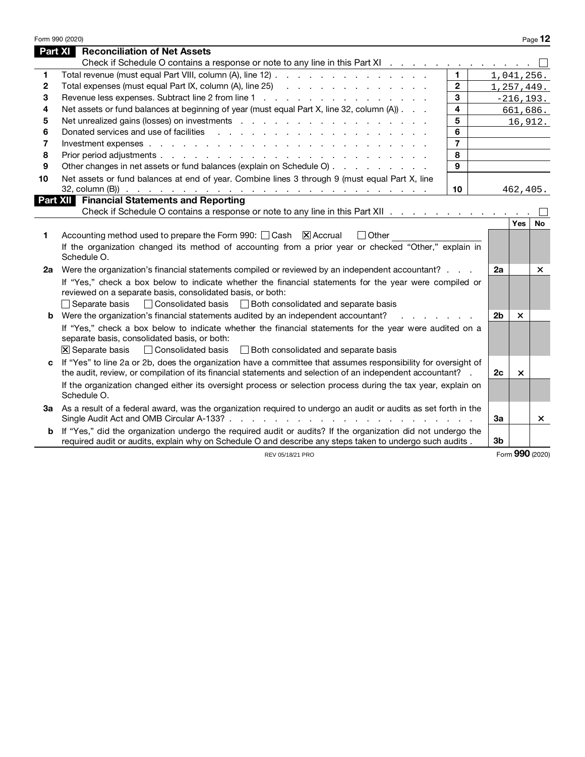Form 990 (2020)

## Part XI Reconciliation of Net Assets

Check if Schedule O contains a response or note to any line in this Part XI . . . . . . . . . . . . . . ☐

| | | | |
|---|---|---|---|
| 1 | Total revenue (must equal Part VIII, column (A), line 12) | 1 | 1,041,256. |
| 2 | Total expenses (must equal Part IX, column (A), line 25) | 2 | 1,257,449. |
| 3 | Revenue less expenses. Subtract line 2 from line 1 | 3 | -216,193. |
| 4 | Net assets or fund balances at beginning of year (must equal Part X, line 32, column (A)) | 4 | 661,686. |
| 5 | Net unrealized gains (losses) on investments | 5 | 16,912. |
| 6 | Donated services and use of facilities | 6 | |
| 7 | Investment expenses | 7 | |
| 8 | Prior period adjustments | 8 | |
| 9 | Other changes in net assets or fund balances (explain on Schedule O) | 9 | |
| 10 | Net assets or fund balances at end of year. Combine lines 3 through 9 (must equal Part X, line 32, column (B)) | 10 | 462,405. |

## Part XII Financial Statements and Reporting

Check if Schedule O contains a response or note to any line in this Part XII . . . . . . . . . . . . . . ☐

| | | | Yes | No |
|---|---|---|---|---|
| 1 | Accounting method used to prepare the Form 990: ☐ Cash ☒ Accrual ☐ Other<br>If the organization changed its method of accounting from a prior year or checked "Other," explain in Schedule O. | | | |
| 2a | Were the organization's financial statements compiled or reviewed by an independent accountant?<br>If "Yes," check a box below to indicate whether the financial statements for the year were compiled or reviewed on a separate basis, consolidated basis, or both:<br>☐ Separate basis ☐ Consolidated basis ☐ Both consolidated and separate basis | 2a | | X |
| b | Were the organization's financial statements audited by an independent accountant?<br>If "Yes," check a box below to indicate whether the financial statements for the year were audited on a separate basis, consolidated basis, or both:<br>☒ Separate basis ☐ Consolidated basis ☐ Both consolidated and separate basis | 2b | X | |
| c | If "Yes" to line 2a or 2b, does the organization have a committee that assumes responsibility for oversight of the audit, review, or compilation of its financial statements and selection of an independent accountant?<br>If the organization changed either its oversight process or selection process during the tax year, explain on Schedule O. | 2c | X | |
| 3a | As a result of a federal award, was the organization required to undergo an audit or audits as set forth in the Single Audit Act and OMB Circular A-133? | 3a | | X |
| b | If "Yes," did the organization undergo the required audit or audits? If the organization did not undergo the required audit or audits, explain why on Schedule O and describe any steps taken to undergo such audits | 3b | | |

REV 05/18/21 PRO Form **990** (2020)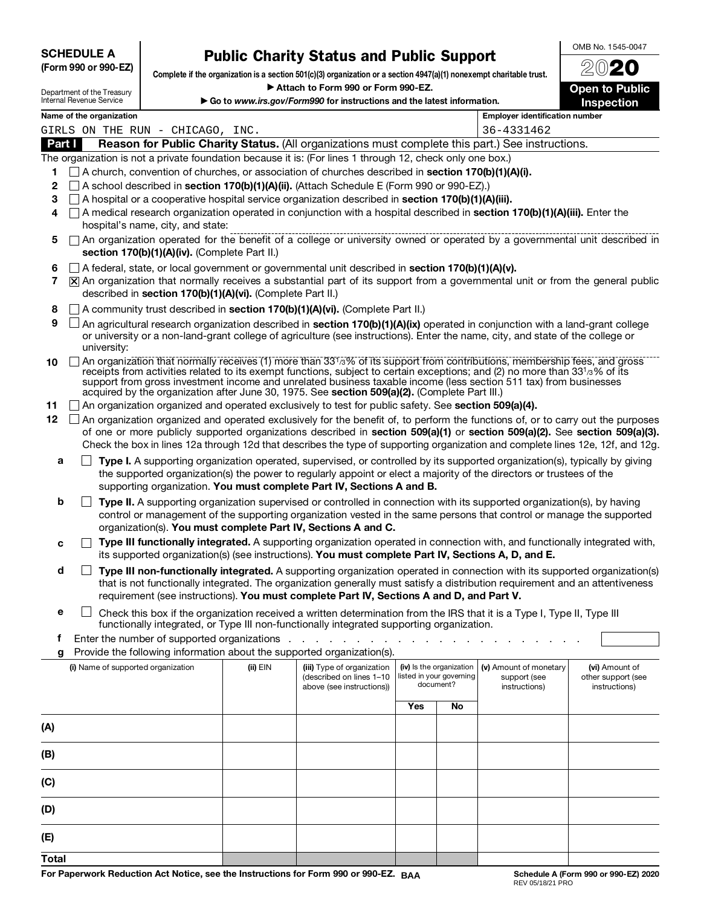**SCHEDULE A**
**(Form 990 or 990-EZ)**

Department of the Treasury
Internal Revenue Service

# Public Charity Status and Public Support

**Complete if the organization is a section 501(c)(3) organization or a section 4947(a)(1) nonexempt charitable trust.**
**▶ Attach to Form 990 or Form 990-EZ.**
**▶ Go to *www.irs.gov/Form990* for instructions and the latest information.**

OMB No. 1545-0047
**2020**
**Open to Public Inspection**

**Name of the organization:** GIRLS ON THE RUN - CHICAGO, INC.
**Employer identification number:** 36-4331462

**Part I** **Reason for Public Charity Status.** (All organizations must complete this part.) See instructions.

The organization is not a private foundation because it is: (For lines 1 through 12, check only one box.)

1. ☐ A church, convention of churches, or association of churches described in **section 170(b)(1)(A)(i).**
2. ☐ A school described in **section 170(b)(1)(A)(ii).** (Attach Schedule E (Form 990 or 990-EZ).)
3. ☐ A hospital or a cooperative hospital service organization described in **section 170(b)(1)(A)(iii).**
4. ☐ A medical research organization operated in conjunction with a hospital described in **section 170(b)(1)(A)(iii).** Enter the hospital's name, city, and state:
5. ☐ An organization operated for the benefit of a college or university owned or operated by a governmental unit described in **section 170(b)(1)(A)(iv).** (Complete Part II.)
6. ☐ A federal, state, or local government or governmental unit described in **section 170(b)(1)(A)(v).**
7. ☒ An organization that normally receives a substantial part of its support from a governmental unit or from the general public described in **section 170(b)(1)(A)(vi).** (Complete Part II.)
8. ☐ A community trust described in **section 170(b)(1)(A)(vi).** (Complete Part II.)
9. ☐ An agricultural research organization described in **section 170(b)(1)(A)(ix)** operated in conjunction with a land-grant college or university or a non-land-grant college of agriculture (see instructions). Enter the name, city, and state of the college or university:
10. ☐ An organization that normally receives (1) more than 33 1/3% of its support from contributions, membership fees, and gross receipts from activities related to its exempt functions, subject to certain exceptions; and (2) no more than 33 1/3% of its support from gross investment income and unrelated business taxable income (less section 511 tax) from businesses acquired by the organization after June 30, 1975. See **section 509(a)(2).** (Complete Part III.)
11. ☐ An organization organized and operated exclusively to test for public safety. See **section 509(a)(4).**
12. ☐ An organization organized and operated exclusively for the benefit of, to perform the functions of, or to carry out the purposes of one or more publicly supported organizations described in **section 509(a)(1)** or **section 509(a)(2).** See **section 509(a)(3).** Check the box in lines 12a through 12d that describes the type of supporting organization and complete lines 12e, 12f, and 12g.

   **a** ☐ **Type I.** A supporting organization operated, supervised, or controlled by its supported organization(s), typically by giving the supported organization(s) the power to regularly appoint or elect a majority of the directors or trustees of the supporting organization. **You must complete Part IV, Sections A and B.**

   **b** ☐ **Type II.** A supporting organization supervised or controlled in connection with its supported organization(s), by having control or management of the supporting organization vested in the same persons that control or manage the supported organization(s). **You must complete Part IV, Sections A and C.**

   **c** ☐ **Type III functionally integrated.** A supporting organization operated in connection with, and functionally integrated with, its supported organization(s) (see instructions). **You must complete Part IV, Sections A, D, and E.**

   **d** ☐ **Type III non-functionally integrated.** A supporting organization operated in connection with its supported organization(s) that is not functionally integrated. The organization generally must satisfy a distribution requirement and an attentiveness requirement (see instructions). **You must complete Part IV, Sections A and D, and Part V.**

   **e** ☐ Check this box if the organization received a written determination from the IRS that it is a Type I, Type II, Type III functionally integrated, or Type III non-functionally integrated supporting organization.

   **f** Enter the number of supported organizations

   **g** Provide the following information about the supported organization(s).

| (i) Name of supported organization | (ii) EIN | (iii) Type of organization (described on lines 1–10 above (see instructions)) | (iv) Is the organization listed in your governing document? | | (v) Amount of monetary support (see instructions) | (vi) Amount of other support (see instructions) |
|---|---|---|---|---|---|---|
| | | | Yes | No | | |
| (A) | | | | | | |
| (B) | | | | | | |
| (C) | | | | | | |
| (D) | | | | | | |
| (E) | | | | | | |
| Total | | | | | | |

**For Paperwork Reduction Act Notice, see the Instructions for Form 990 or 990-EZ.** BAA

**Schedule A (Form 990 or 990-EZ) 2020**
REV 05/18/21 PRO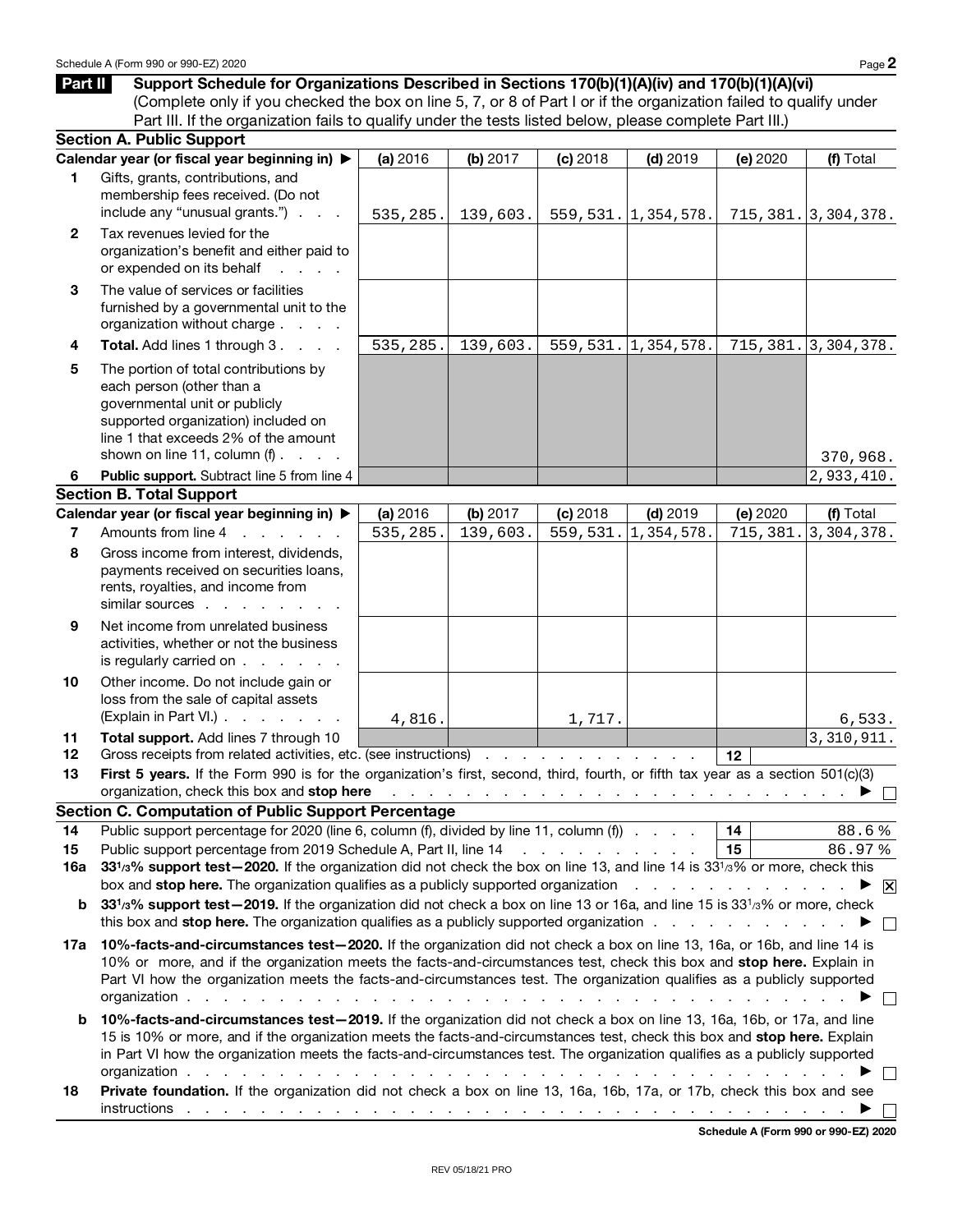Schedule A (Form 990 or 990-EZ) 2020

## Part II Support Schedule for Organizations Described in Sections 170(b)(1)(A)(iv) and 170(b)(1)(A)(vi)

(Complete only if you checked the box on line 5, 7, or 8 of Part I or if the organization failed to qualify under Part III. If the organization fails to qualify under the tests listed below, please complete Part III.)

### Section A. Public Support

| | Calendar year (or fiscal year beginning in) ▶ | (a) 2016 | (b) 2017 | (c) 2018 | (d) 2019 | (e) 2020 | (f) Total |
|---|---|---|---|---|---|---|---|
| 1 | Gifts, grants, contributions, and membership fees received. (Do not include any "unusual grants.") | 535,285. | 139,603. | 559,531. | 1,354,578. | 715,381. | 3,304,378. |
| 2 | Tax revenues levied for the organization's benefit and either paid to or expended on its behalf | | | | | | |
| 3 | The value of services or facilities furnished by a governmental unit to the organization without charge | | | | | | |
| 4 | **Total.** Add lines 1 through 3 | 535,285. | 139,603. | 559,531. | 1,354,578. | 715,381. | 3,304,378. |
| 5 | The portion of total contributions by each person (other than a governmental unit or publicly supported organization) included on line 1 that exceeds 2% of the amount shown on line 11, column (f) | | | | | | 370,968. |
| 6 | **Public support.** Subtract line 5 from line 4 | | | | | | 2,933,410. |

### Section B. Total Support

| | Calendar year (or fiscal year beginning in) ▶ | (a) 2016 | (b) 2017 | (c) 2018 | (d) 2019 | (e) 2020 | (f) Total |
|---|---|---|---|---|---|---|---|
| 7 | Amounts from line 4 | 535,285. | 139,603. | 559,531. | 1,354,578. | 715,381. | 3,304,378. |
| 8 | Gross income from interest, dividends, payments received on securities loans, rents, royalties, and income from similar sources | | | | | | |
| 9 | Net income from unrelated business activities, whether or not the business is regularly carried on | | | | | | |
| 10 | Other income. Do not include gain or loss from the sale of capital assets (Explain in Part VI.) | 4,816. | | 1,717. | | | 6,533. |
| 11 | **Total support.** Add lines 7 through 10 | | | | | | 3,310,911. |

12 Gross receipts from related activities, etc. (see instructions) . . . 12

13 **First 5 years.** If the Form 990 is for the organization's first, second, third, fourth, or fifth tax year as a section 501(c)(3) organization, check this box and **stop here** ▶ ☐

### Section C. Computation of Public Support Percentage

14 Public support percentage for 2020 (line 6, column (f), divided by line 11, column (f)) . . . 14 88.6 %

15 Public support percentage from 2019 Schedule A, Part II, line 14 . . . 15 86.97 %

16a **33 1/3% support test—2020.** If the organization did not check the box on line 13, and line 14 is 33 1/3% or more, check this box and **stop here.** The organization qualifies as a publicly supported organization ▶ ☒

b **33 1/3% support test—2019.** If the organization did not check a box on line 13 or 16a, and line 15 is 33 1/3% or more, check this box and **stop here.** The organization qualifies as a publicly supported organization ▶ ☐

17a **10%-facts-and-circumstances test—2020.** If the organization did not check a box on line 13, 16a, or 16b, and line 14 is 10% or more, and if the organization meets the facts-and-circumstances test, check this box and **stop here.** Explain in Part VI how the organization meets the facts-and-circumstances test. The organization qualifies as a publicly supported organization ▶ ☐

b **10%-facts-and-circumstances test—2019.** If the organization did not check a box on line 13, 16a, 16b, or 17a, and line 15 is 10% or more, and if the organization meets the facts-and-circumstances test, check this box and **stop here.** Explain in Part VI how the organization meets the facts-and-circumstances test. The organization qualifies as a publicly supported organization ▶ ☐

18 **Private foundation.** If the organization did not check a box on line 13, 16a, 16b, 17a, or 17b, check this box and see instructions ▶ ☐

Schedule A (Form 990 or 990-EZ) 2020

REV 05/18/21 PRO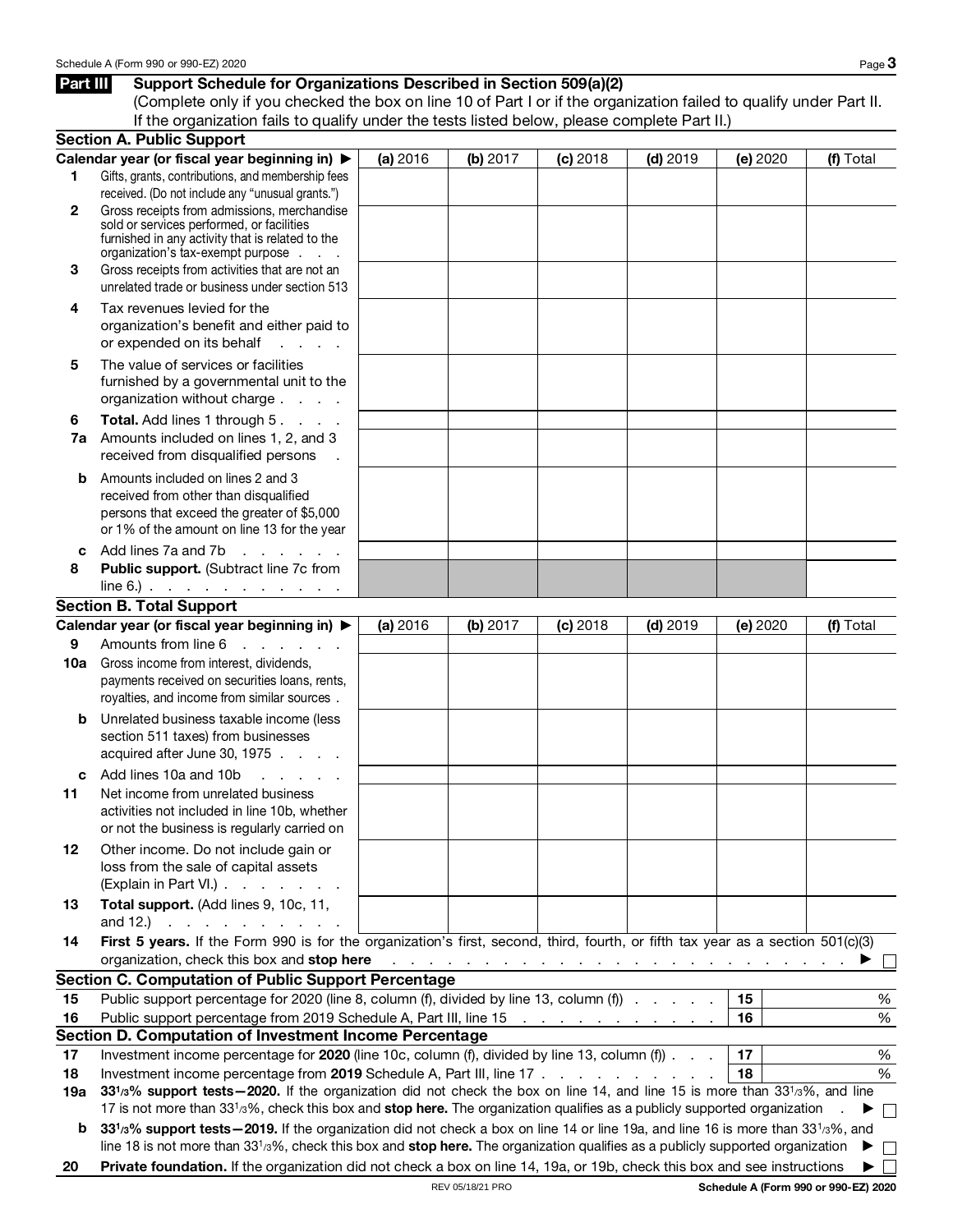## Part III Support Schedule for Organizations Described in Section 509(a)(2)

(Complete only if you checked the box on line 10 of Part I or if the organization failed to qualify under Part II. If the organization fails to qualify under the tests listed below, please complete Part II.)

### Section A. Public Support

| Calendar year (or fiscal year beginning in) ▶ | (a) 2016 | (b) 2017 | (c) 2018 | (d) 2019 | (e) 2020 | (f) Total |
|---|---|---|---|---|---|---|
| **1** Gifts, grants, contributions, and membership fees received. (Do not include any "unusual grants.") | | | | | | |
| **2** Gross receipts from admissions, merchandise sold or services performed, or facilities furnished in any activity that is related to the organization's tax-exempt purpose | | | | | | |
| **3** Gross receipts from activities that are not an unrelated trade or business under section 513 | | | | | | |
| **4** Tax revenues levied for the organization's benefit and either paid to or expended on its behalf | | | | | | |
| **5** The value of services or facilities furnished by a governmental unit to the organization without charge | | | | | | |
| **6** **Total.** Add lines 1 through 5 | | | | | | |
| **7a** Amounts included on lines 1, 2, and 3 received from disqualified persons | | | | | | |
| **b** Amounts included on lines 2 and 3 received from other than disqualified persons that exceed the greater of $5,000 or 1% of the amount on line 13 for the year | | | | | | |
| **c** Add lines 7a and 7b | | | | | | |
| **8** **Public support.** (Subtract line 7c from line 6.) | | | | | | |

### Section B. Total Support

| Calendar year (or fiscal year beginning in) ▶ | (a) 2016 | (b) 2017 | (c) 2018 | (d) 2019 | (e) 2020 | (f) Total |
|---|---|---|---|---|---|---|
| **9** Amounts from line 6 | | | | | | |
| **10a** Gross income from interest, dividends, payments received on securities loans, rents, royalties, and income from similar sources | | | | | | |
| **b** Unrelated business taxable income (less section 511 taxes) from businesses acquired after June 30, 1975 | | | | | | |
| **c** Add lines 10a and 10b | | | | | | |
| **11** Net income from unrelated business activities not included in line 10b, whether or not the business is regularly carried on | | | | | | |
| **12** Other income. Do not include gain or loss from the sale of capital assets (Explain in Part VI.) | | | | | | |
| **13** **Total support.** (Add lines 9, 10c, 11, and 12.) | | | | | | |

**14** **First 5 years.** If the Form 990 is for the organization's first, second, third, fourth, or fifth tax year as a section 501(c)(3) organization, check this box and **stop here** ▶ ☐

### Section C. Computation of Public Support Percentage

| | | | |
|---|---|---|---|
| **15** | Public support percentage for 2020 (line 8, column (f), divided by line 13, column (f)) | 15 | % |
| **16** | Public support percentage from 2019 Schedule A, Part III, line 15 | 16 | % |

### Section D. Computation of Investment Income Percentage

| | | | |
|---|---|---|---|
| **17** | Investment income percentage for **2020** (line 10c, column (f), divided by line 13, column (f)) | 17 | % |
| **18** | Investment income percentage from **2019** Schedule A, Part III, line 17 | 18 | % |

**19a** **33 1/3% support tests—2020.** If the organization did not check the box on line 14, and line 15 is more than 33 1/3%, and line 17 is not more than 33 1/3%, check this box and **stop here.** The organization qualifies as a publicly supported organization ▶ ☐

**b** **33 1/3% support tests—2019.** If the organization did not check a box on line 14 or line 19a, and line 16 is more than 33 1/3%, and line 18 is not more than 33 1/3%, check this box and **stop here.** The organization qualifies as a publicly supported organization ▶ ☐

**20** **Private foundation.** If the organization did not check a box on line 14, 19a, or 19b, check this box and see instructions ▶ ☐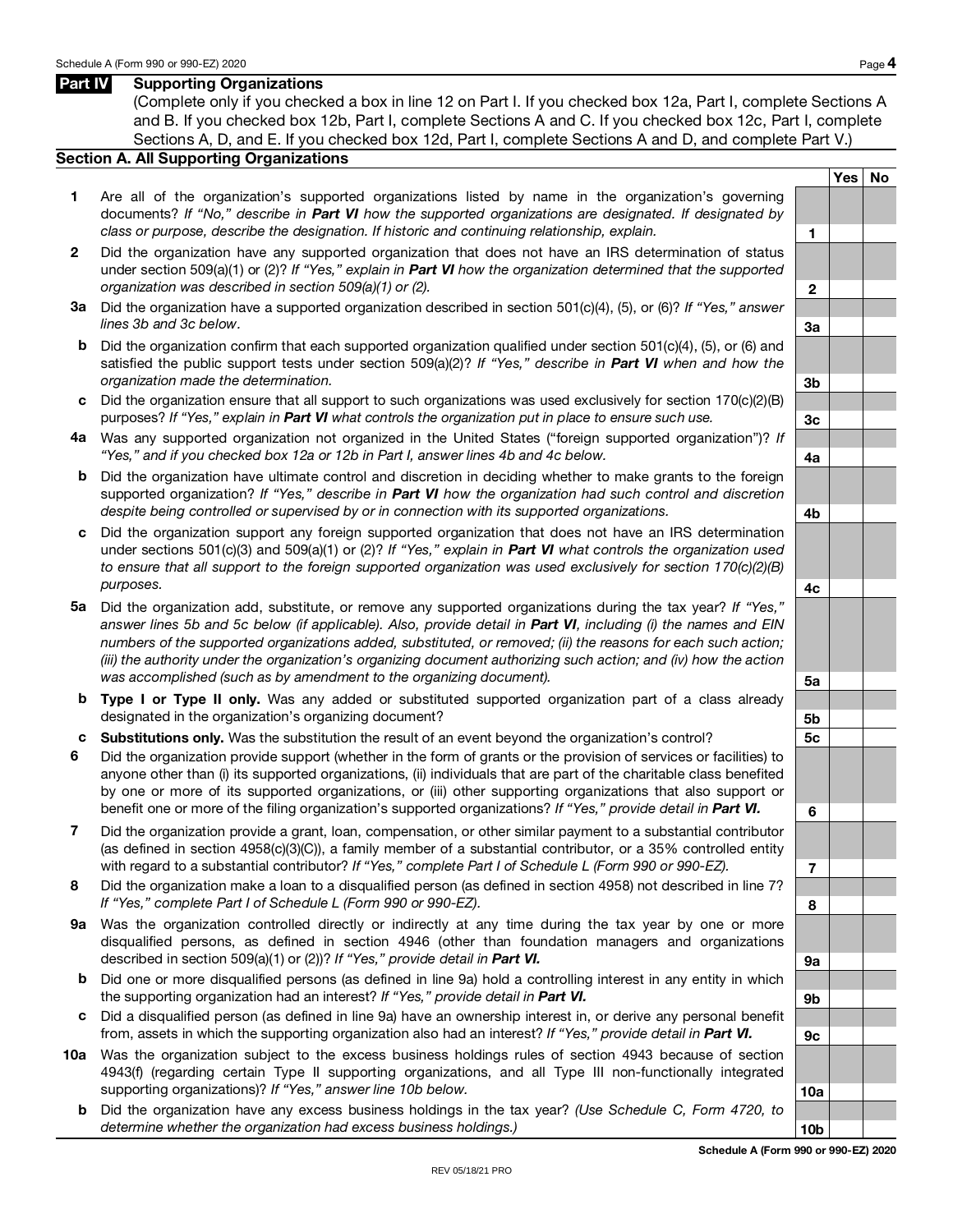## Part IV Supporting Organizations

(Complete only if you checked a box in line 12 on Part I. If you checked box 12a, Part I, complete Sections A and B. If you checked box 12b, Part I, complete Sections A and C. If you checked box 12c, Part I, complete Sections A, D, and E. If you checked box 12d, Part I, complete Sections A and D, and complete Part V.)

### Section A. All Supporting Organizations

| | | Line | Yes | No |
|---|---|---|---|---|
| **1** | Are all of the organization's supported organizations listed by name in the organization's governing documents? *If "No," describe in* ***Part VI*** *how the supported organizations are designated. If designated by class or purpose, describe the designation. If historic and continuing relationship, explain.* | 1 | | |
| **2** | Did the organization have any supported organization that does not have an IRS determination of status under section 509(a)(1) or (2)? *If "Yes," explain in* ***Part VI*** *how the organization determined that the supported organization was described in section 509(a)(1) or (2).* | 2 | | |
| **3a** | Did the organization have a supported organization described in section 501(c)(4), (5), or (6)? *If "Yes," answer lines 3b and 3c below.* | 3a | | |
| **b** | Did the organization confirm that each supported organization qualified under section 501(c)(4), (5), or (6) and satisfied the public support tests under section 509(a)(2)? *If "Yes," describe in* ***Part VI*** *when and how the organization made the determination.* | 3b | | |
| **c** | Did the organization ensure that all support to such organizations was used exclusively for section 170(c)(2)(B) purposes? *If "Yes," explain in* ***Part VI*** *what controls the organization put in place to ensure such use.* | 3c | | |
| **4a** | Was any supported organization not organized in the United States ("foreign supported organization")? *If "Yes," and if you checked box 12a or 12b in Part I, answer lines 4b and 4c below.* | 4a | | |
| **b** | Did the organization have ultimate control and discretion in deciding whether to make grants to the foreign supported organization? *If "Yes," describe in* ***Part VI*** *how the organization had such control and discretion despite being controlled or supervised by or in connection with its supported organizations.* | 4b | | |
| **c** | Did the organization support any foreign supported organization that does not have an IRS determination under sections 501(c)(3) and 509(a)(1) or (2)? *If "Yes," explain in* ***Part VI*** *what controls the organization used to ensure that all support to the foreign supported organization was used exclusively for section 170(c)(2)(B) purposes.* | 4c | | |
| **5a** | Did the organization add, substitute, or remove any supported organizations during the tax year? *If "Yes," answer lines 5b and 5c below (if applicable). Also, provide detail in* ***Part VI****, including (i) the names and EIN numbers of the supported organizations added, substituted, or removed; (ii) the reasons for each such action; (iii) the authority under the organization's organizing document authorizing such action; and (iv) how the action was accomplished (such as by amendment to the organizing document).* | 5a | | |
| **b** | **Type I or Type II only.** Was any added or substituted supported organization part of a class already designated in the organization's organizing document? | 5b | | |
| **c** | **Substitutions only.** Was the substitution the result of an event beyond the organization's control? | 5c | | |
| **6** | Did the organization provide support (whether in the form of grants or the provision of services or facilities) to anyone other than (i) its supported organizations, (ii) individuals that are part of the charitable class benefited by one or more of its supported organizations, or (iii) other supporting organizations that also support or benefit one or more of the filing organization's supported organizations? *If "Yes," provide detail in* ***Part VI.*** | 6 | | |
| **7** | Did the organization provide a grant, loan, compensation, or other similar payment to a substantial contributor (as defined in section 4958(c)(3)(C)), a family member of a substantial contributor, or a 35% controlled entity with regard to a substantial contributor? *If "Yes," complete Part I of Schedule L (Form 990 or 990-EZ).* | 7 | | |
| **8** | Did the organization make a loan to a disqualified person (as defined in section 4958) not described in line 7? *If "Yes," complete Part I of Schedule L (Form 990 or 990-EZ).* | 8 | | |
| **9a** | Was the organization controlled directly or indirectly at any time during the tax year by one or more disqualified persons, as defined in section 4946 (other than foundation managers and organizations described in section 509(a)(1) or (2))? *If "Yes," provide detail in* ***Part VI.*** | 9a | | |
| **b** | Did one or more disqualified persons (as defined in line 9a) hold a controlling interest in any entity in which the supporting organization had an interest? *If "Yes," provide detail in* ***Part VI.*** | 9b | | |
| **c** | Did a disqualified person (as defined in line 9a) have an ownership interest in, or derive any personal benefit from, assets in which the supporting organization also had an interest? *If "Yes," provide detail in* ***Part VI.*** | 9c | | |
| **10a** | Was the organization subject to the excess business holdings rules of section 4943 because of section 4943(f) (regarding certain Type II supporting organizations, and all Type III non-functionally integrated supporting organizations)? *If "Yes," answer line 10b below.* | 10a | | |
| **b** | Did the organization have any excess business holdings in the tax year? *(Use Schedule C, Form 4720, to determine whether the organization had excess business holdings.)* | 10b | | |

REV 05/18/21 PRO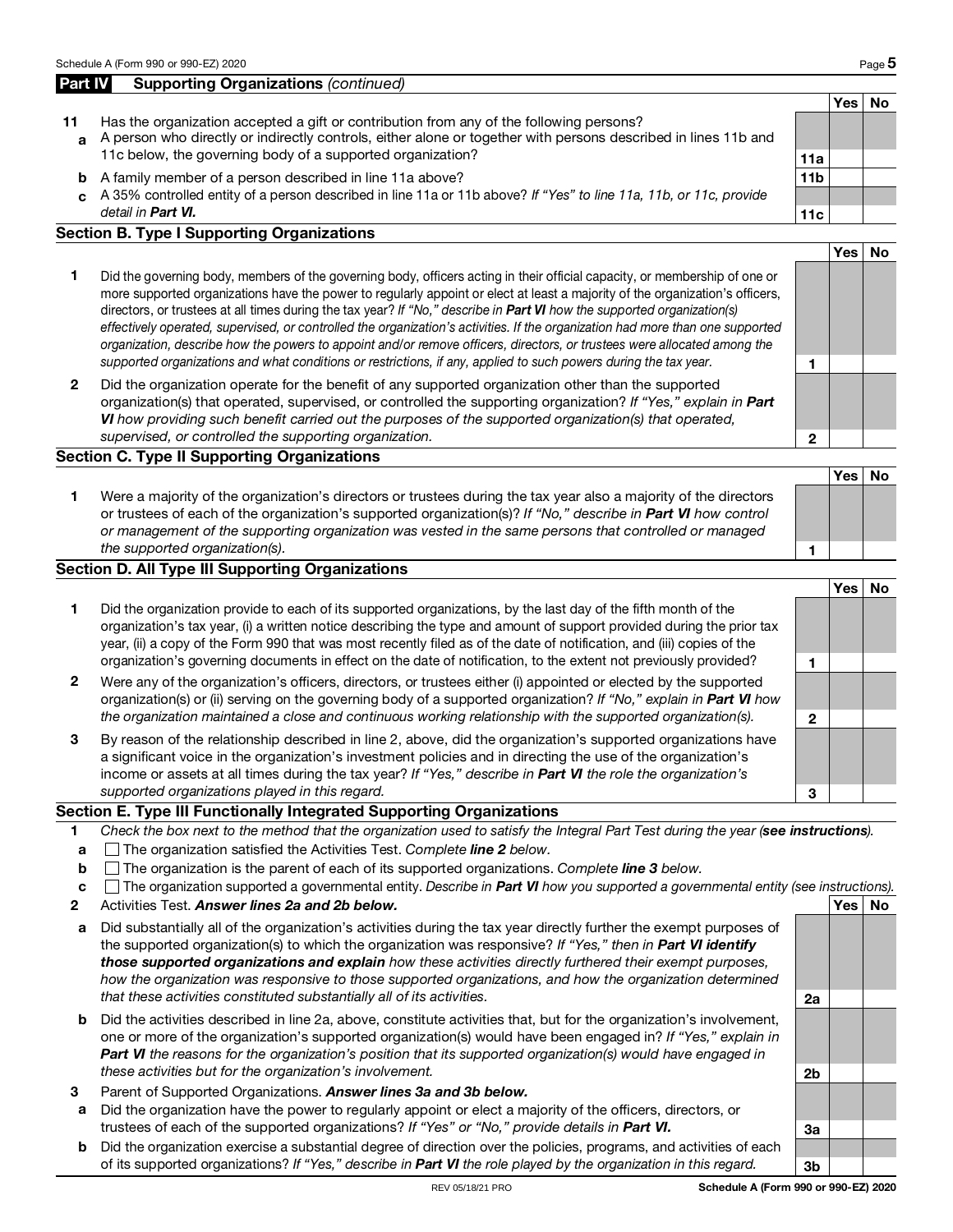## Part IV Supporting Organizations *(continued)*

| | | | Yes | No |
|---|---|---|---|---|
| **11** | Has the organization accepted a gift or contribution from any of the following persons? | | | |
| **a** | A person who directly or indirectly controls, either alone or together with persons described in lines 11b and 11c below, the governing body of a supported organization? | **11a** | | |
| **b** | A family member of a person described in line 11a above? | **11b** | | |
| **c** | A 35% controlled entity of a person described in line 11a or 11b above? *If "Yes" to line 11a, 11b, or 11c, provide detail in* ***Part VI.*** | **11c** | | |

### Section B. Type I Supporting Organizations

| | | | Yes | No |
|---|---|---|---|---|
| **1** | Did the governing body, members of the governing body, officers acting in their official capacity, or membership of one or more supported organizations have the power to regularly appoint or elect at least a majority of the organization's officers, directors, or trustees at all times during the tax year? *If "No," describe in* ***Part VI*** *how the supported organization(s) effectively operated, supervised, or controlled the organization's activities. If the organization had more than one supported organization, describe how the powers to appoint and/or remove officers, directors, or trustees were allocated among the supported organizations and what conditions or restrictions, if any, applied to such powers during the tax year.* | **1** | | |
| **2** | Did the organization operate for the benefit of any supported organization other than the supported organization(s) that operated, supervised, or controlled the supporting organization? *If "Yes," explain in* ***Part VI*** *how providing such benefit carried out the purposes of the supported organization(s) that operated, supervised, or controlled the supporting organization.* | **2** | | |

### Section C. Type II Supporting Organizations

| | | | Yes | No |
|---|---|---|---|---|
| **1** | Were a majority of the organization's directors or trustees during the tax year also a majority of the directors or trustees of each of the organization's supported organization(s)? *If "No," describe in* ***Part VI*** *how control or management of the supporting organization was vested in the same persons that controlled or managed the supported organization(s).* | **1** | | |

### Section D. All Type III Supporting Organizations

| | | | Yes | No |
|---|---|---|---|---|
| **1** | Did the organization provide to each of its supported organizations, by the last day of the fifth month of the organization's tax year, (i) a written notice describing the type and amount of support provided during the prior tax year, (ii) a copy of the Form 990 that was most recently filed as of the date of notification, and (iii) copies of the organization's governing documents in effect on the date of notification, to the extent not previously provided? | **1** | | |
| **2** | Were any of the organization's officers, directors, or trustees either (i) appointed or elected by the supported organization(s) or (ii) serving on the governing body of a supported organization? *If "No," explain in* ***Part VI*** *how the organization maintained a close and continuous working relationship with the supported organization(s).* | **2** | | |
| **3** | By reason of the relationship described in line 2, above, did the organization's supported organizations have a significant voice in the organization's investment policies and in directing the use of the organization's income or assets at all times during the tax year? *If "Yes," describe in* ***Part VI*** *the role the organization's supported organizations played in this regard.* | **3** | | |

### Section E. Type III Functionally Integrated Supporting Organizations

**1** *Check the box next to the method that the organization used to satisfy the Integral Part Test during the year (**see instructions**).*

- **a** ☐ The organization satisfied the Activities Test. *Complete **line 2** below.*
- **b** ☐ The organization is the parent of each of its supported organizations. *Complete **line 3** below.*
- **c** ☐ The organization supported a governmental entity. *Describe in **Part VI** how you supported a governmental entity (see instructions).*

| | | | Yes | No |
|---|---|---|---|---|
| **2** | Activities Test. ***Answer lines 2a and 2b below.*** | | | |
| **a** | Did substantially all of the organization's activities during the tax year directly further the exempt purposes of the supported organization(s) to which the organization was responsive? *If "Yes," then in* ***Part VI identify those supported organizations and explain*** *how these activities directly furthered their exempt purposes, how the organization was responsive to those supported organizations, and how the organization determined that these activities constituted substantially all of its activities.* | **2a** | | |
| **b** | Did the activities described in line 2a, above, constitute activities that, but for the organization's involvement, one or more of the organization's supported organization(s) would have been engaged in? *If "Yes," explain in* ***Part VI*** *the reasons for the organization's position that its supported organization(s) would have engaged in these activities but for the organization's involvement.* | **2b** | | |
| **3** | Parent of Supported Organizations. ***Answer lines 3a and 3b below.*** | | | |
| **a** | Did the organization have the power to regularly appoint or elect a majority of the officers, directors, or trustees of each of the supported organizations? *If "Yes" or "No," provide details in* ***Part VI.*** | **3a** | | |
| **b** | Did the organization exercise a substantial degree of direction over the policies, programs, and activities of each of its supported organizations? *If "Yes," describe in* ***Part VI*** *the role played by the organization in this regard.* | **3b** | | |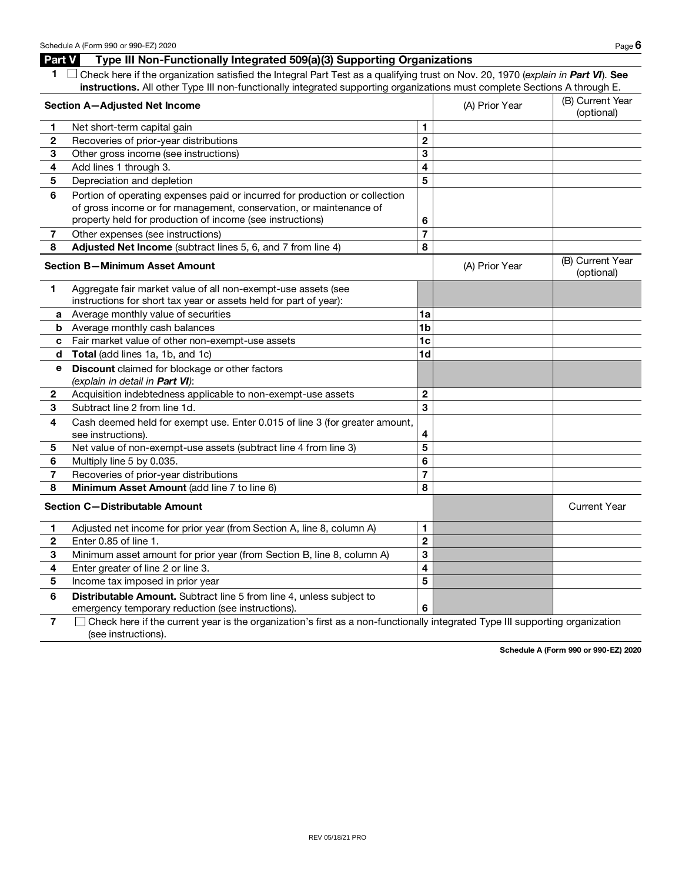## Part V Type III Non-Functionally Integrated 509(a)(3) Supporting Organizations

**1** ☐ Check here if the organization satisfied the Integral Part Test as a qualifying trust on Nov. 20, 1970 (*explain in **Part VI***). **See instructions.** All other Type III non-functionally integrated supporting organizations must complete Sections A through E.

| Section A—Adjusted Net Income | | | (A) Prior Year | (B) Current Year (optional) |
|---|---|---|---|---|
| 1 | Net short-term capital gain | 1 | | |
| 2 | Recoveries of prior-year distributions | 2 | | |
| 3 | Other gross income (see instructions) | 3 | | |
| 4 | Add lines 1 through 3. | 4 | | |
| 5 | Depreciation and depletion | 5 | | |
| 6 | Portion of operating expenses paid or incurred for production or collection of gross income or for management, conservation, or maintenance of property held for production of income (see instructions) | 6 | | |
| 7 | Other expenses (see instructions) | 7 | | |
| 8 | **Adjusted Net Income** (subtract lines 5, 6, and 7 from line 4) | 8 | | |

| Section B—Minimum Asset Amount | | | (A) Prior Year | (B) Current Year (optional) |
|---|---|---|---|---|
| 1 | Aggregate fair market value of all non-exempt-use assets (see instructions for short tax year or assets held for part of year): | | | |
| a | Average monthly value of securities | 1a | | |
| b | Average monthly cash balances | 1b | | |
| c | Fair market value of other non-exempt-use assets | 1c | | |
| d | **Total** (add lines 1a, 1b, and 1c) | 1d | | |
| e | **Discount** claimed for blockage or other factors (*explain in detail in **Part VI***): | | | |
| 2 | Acquisition indebtedness applicable to non-exempt-use assets | 2 | | |
| 3 | Subtract line 2 from line 1d. | 3 | | |
| 4 | Cash deemed held for exempt use. Enter 0.015 of line 3 (for greater amount, see instructions). | 4 | | |
| 5 | Net value of non-exempt-use assets (subtract line 4 from line 3) | 5 | | |
| 6 | Multiply line 5 by 0.035. | 6 | | |
| 7 | Recoveries of prior-year distributions | 7 | | |
| 8 | **Minimum Asset Amount** (add line 7 to line 6) | 8 | | |

| Section C—Distributable Amount | | | | Current Year |
|---|---|---|---|---|
| 1 | Adjusted net income for prior year (from Section A, line 8, column A) | 1 | | |
| 2 | Enter 0.85 of line 1. | 2 | | |
| 3 | Minimum asset amount for prior year (from Section B, line 8, column A) | 3 | | |
| 4 | Enter greater of line 2 or line 3. | 4 | | |
| 5 | Income tax imposed in prior year | 5 | | |
| 6 | **Distributable Amount.** Subtract line 5 from line 4, unless subject to emergency temporary reduction (see instructions). | 6 | | |

**7** ☐ Check here if the current year is the organization's first as a non-functionally integrated Type III supporting organization (see instructions).

**Schedule A (Form 990 or 990-EZ) 2020**

REV 05/18/21 PRO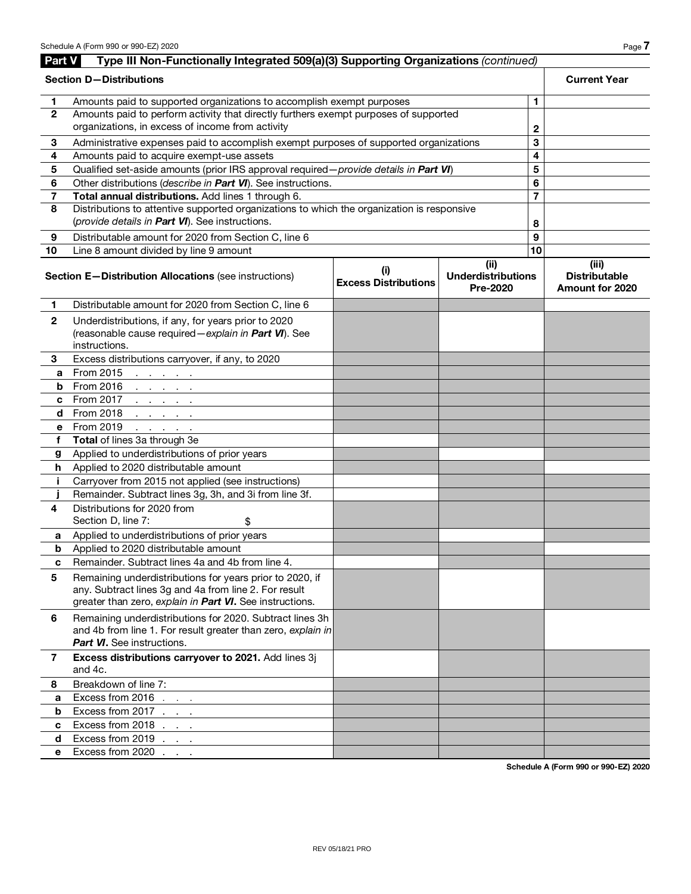## Part V — Type III Non-Functionally Integrated 509(a)(3) Supporting Organizations *(continued)*

| **Section D—Distributions** | | | **Current Year** |
|---|---|---|---|
| **1** | Amounts paid to supported organizations to accomplish exempt purposes | 1 | |
| **2** | Amounts paid to perform activity that directly furthers exempt purposes of supported organizations, in excess of income from activity | 2 | |
| **3** | Administrative expenses paid to accomplish exempt purposes of supported organizations | 3 | |
| **4** | Amounts paid to acquire exempt-use assets | 4 | |
| **5** | Qualified set-aside amounts (prior IRS approval required—*provide details in* ***Part VI***) | 5 | |
| **6** | Other distributions (*describe in* ***Part VI***). See instructions. | 6 | |
| **7** | **Total annual distributions.** Add lines 1 through 6. | 7 | |
| **8** | Distributions to attentive supported organizations to which the organization is responsive (*provide details in* ***Part VI***). See instructions. | 8 | |
| **9** | Distributable amount for 2020 from Section C, line 6 | 9 | |
| **10** | Line 8 amount divided by line 9 amount | 10 | |

| | **Section E—Distribution Allocations** (see instructions) | **(i) Excess Distributions** | **(ii) Underdistributions Pre-2020** | **(iii) Distributable Amount for 2020** |
|---|---|---|---|---|
| **1** | Distributable amount for 2020 from Section C, line 6 | | | |
| **2** | Underdistributions, if any, for years prior to 2020 (reasonable cause required—*explain in* ***Part VI***). See instructions. | | | |
| **3** | Excess distributions carryover, if any, to 2020 | | | |
| **a** | From 2015 | | | |
| **b** | From 2016 | | | |
| **c** | From 2017 | | | |
| **d** | From 2018 | | | |
| **e** | From 2019 | | | |
| **f** | **Total** of lines 3a through 3e | | | |
| **g** | Applied to underdistributions of prior years | | | |
| **h** | Applied to 2020 distributable amount | | | |
| **i** | Carryover from 2015 not applied (see instructions) | | | |
| **j** | Remainder. Subtract lines 3g, 3h, and 3i from line 3f. | | | |
| **4** | Distributions for 2020 from Section D, line 7: $ | | | |
| **a** | Applied to underdistributions of prior years | | | |
| **b** | Applied to 2020 distributable amount | | | |
| **c** | Remainder. Subtract lines 4a and 4b from line 4. | | | |
| **5** | Remaining underdistributions for years prior to 2020, if any. Subtract lines 3g and 4a from line 2. For result greater than zero, *explain in* ***Part VI***. See instructions. | | | |
| **6** | Remaining underdistributions for 2020. Subtract lines 3h and 4b from line 1. For result greater than zero, *explain in* ***Part VI***. See instructions. | | | |
| **7** | **Excess distributions carryover to 2021.** Add lines 3j and 4c. | | | |
| **8** | Breakdown of line 7: | | | |
| **a** | Excess from 2016 | | | |
| **b** | Excess from 2017 | | | |
| **c** | Excess from 2018 | | | |
| **d** | Excess from 2019 | | | |
| **e** | Excess from 2020 | | | |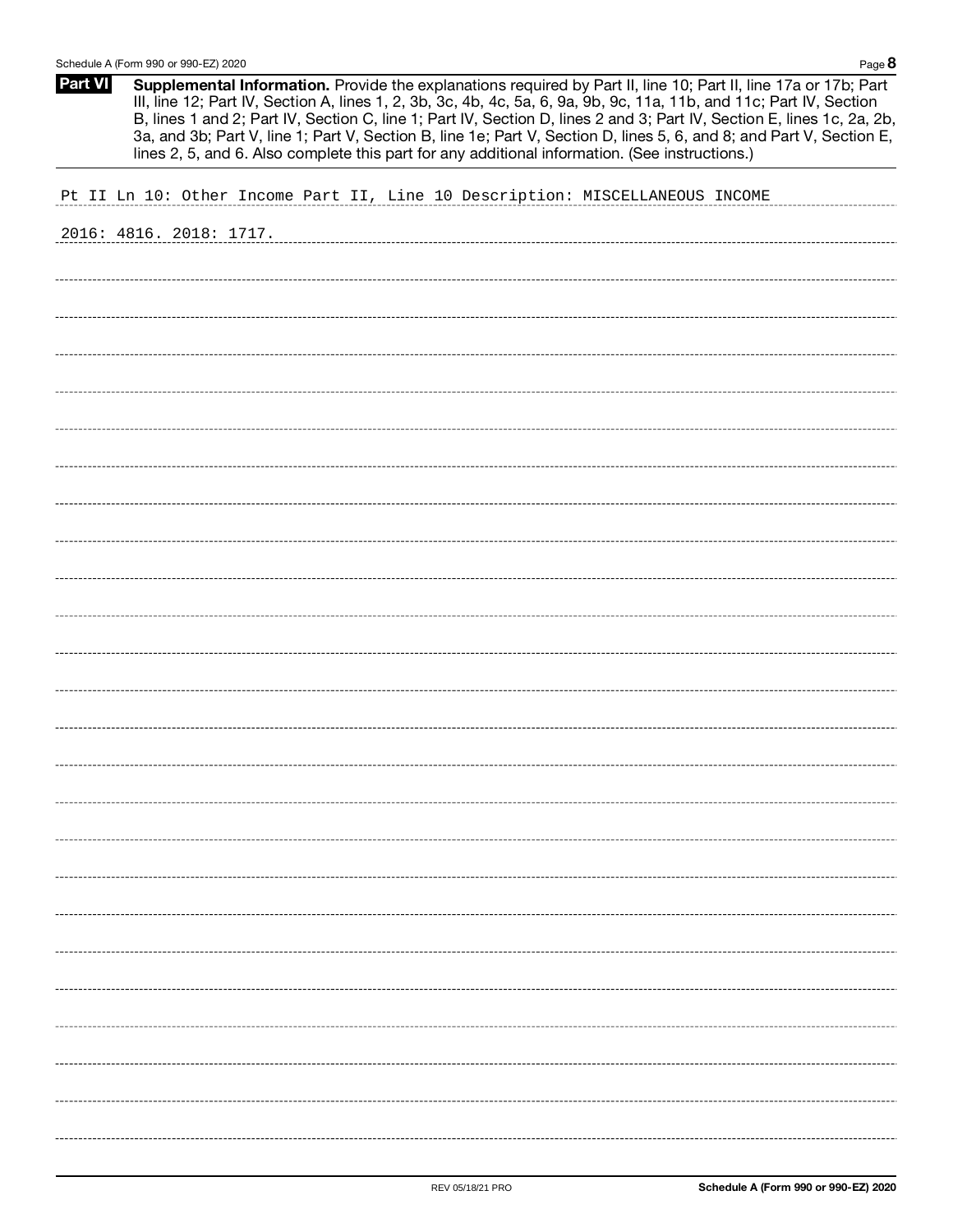**Part VI** **Supplemental Information.** Provide the explanations required by Part II, line 10; Part II, line 17a or 17b; Part III, line 12; Part IV, Section A, lines 1, 2, 3b, 3c, 4b, 4c, 5a, 6, 9a, 9b, 9c, 11a, 11b, and 11c; Part IV, Section B, lines 1 and 2; Part IV, Section C, line 1; Part IV, Section D, lines 2 and 3; Part IV, Section E, lines 1c, 2a, 2b, 3a, and 3b; Part V, line 1; Part V, Section B, line 1e; Part V, Section D, lines 5, 6, and 8; and Part V, Section E, lines 2, 5, and 6. Also complete this part for any additional information. (See instructions.)

Pt II Ln 10: Other Income Part II, Line 10 Description: MISCELLANEOUS INCOME

2016: 4816. 2018: 1717.

REV 05/18/21 PRO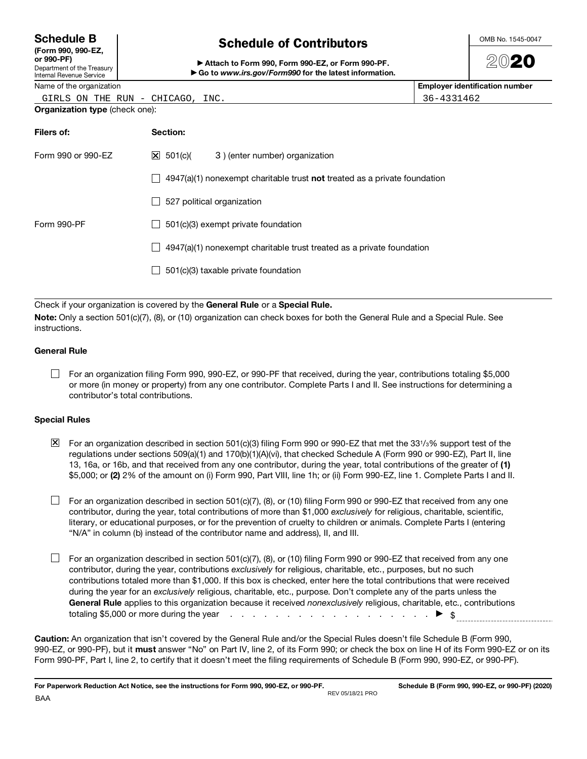**Schedule B**
**(Form 990, 990-EZ, or 990-PF)**
Department of the Treasury
Internal Revenue Service

# Schedule of Contributors

▶ **Attach to Form 990, Form 990-EZ, or Form 990-PF.**
▶ **Go to *www.irs.gov/Form990* for the latest information.**

OMB No. 1545-0047

**2020**

Name of the organization: GIRLS ON THE RUN - CHICAGO, INC.

**Employer identification number:** 36-4331462

**Organization type** (check one):

| **Filers of:** | **Section:** |
|---|---|
| Form 990 or 990-EZ | ☒ 501(c)( 3 ) (enter number) organization |
| | ☐ 4947(a)(1) nonexempt charitable trust **not** treated as a private foundation |
| | ☐ 527 political organization |
| Form 990-PF | ☐ 501(c)(3) exempt private foundation |
| | ☐ 4947(a)(1) nonexempt charitable trust treated as a private foundation |
| | ☐ 501(c)(3) taxable private foundation |

Check if your organization is covered by the **General Rule** or a **Special Rule.**

**Note:** Only a section 501(c)(7), (8), or (10) organization can check boxes for both the General Rule and a Special Rule. See instructions.

### General Rule

☐ For an organization filing Form 990, 990-EZ, or 990-PF that received, during the year, contributions totaling $5,000 or more (in money or property) from any one contributor. Complete Parts I and II. See instructions for determining a contributor's total contributions.

### Special Rules

☒ For an organization described in section 501(c)(3) filing Form 990 or 990-EZ that met the 33 1/3% support test of the regulations under sections 509(a)(1) and 170(b)(1)(A)(vi), that checked Schedule A (Form 990 or 990-EZ), Part II, line 13, 16a, or 16b, and that received from any one contributor, during the year, total contributions of the greater of **(1)** $5,000; or **(2)** 2% of the amount on (i) Form 990, Part VIII, line 1h; or (ii) Form 990-EZ, line 1. Complete Parts I and II.

☐ For an organization described in section 501(c)(7), (8), or (10) filing Form 990 or 990-EZ that received from any one contributor, during the year, total contributions of more than $1,000 *exclusively* for religious, charitable, scientific, literary, or educational purposes, or for the prevention of cruelty to children or animals. Complete Parts I (entering "N/A" in column (b) instead of the contributor name and address), II, and III.

☐ For an organization described in section 501(c)(7), (8), or (10) filing Form 990 or 990-EZ that received from any one contributor, during the year, contributions *exclusively* for religious, charitable, etc., purposes, but no such contributions totaled more than $1,000. If this box is checked, enter here the total contributions that were received during the year for an *exclusively* religious, charitable, etc., purpose. Don't complete any of the parts unless the **General Rule** applies to this organization because it received *nonexclusively* religious, charitable, etc., contributions totaling $5,000 or more during the year . . . . . . . . . . . . . . . . . . . . . . ▶ $ ____________

**Caution:** An organization that isn't covered by the General Rule and/or the Special Rules doesn't file Schedule B (Form 990, 990-EZ, or 990-PF), but it **must** answer "No" on Part IV, line 2, of its Form 990; or check the box on line H of its Form 990-EZ or on its Form 990-PF, Part I, line 2, to certify that it doesn't meet the filing requirements of Schedule B (Form 990, 990-EZ, or 990-PF).

**For Paperwork Reduction Act Notice, see the instructions for Form 990, 990-EZ, or 990-PF.** REV 05/18/21 PRO **Schedule B (Form 990, 990-EZ, or 990-PF) (2020)**

BAA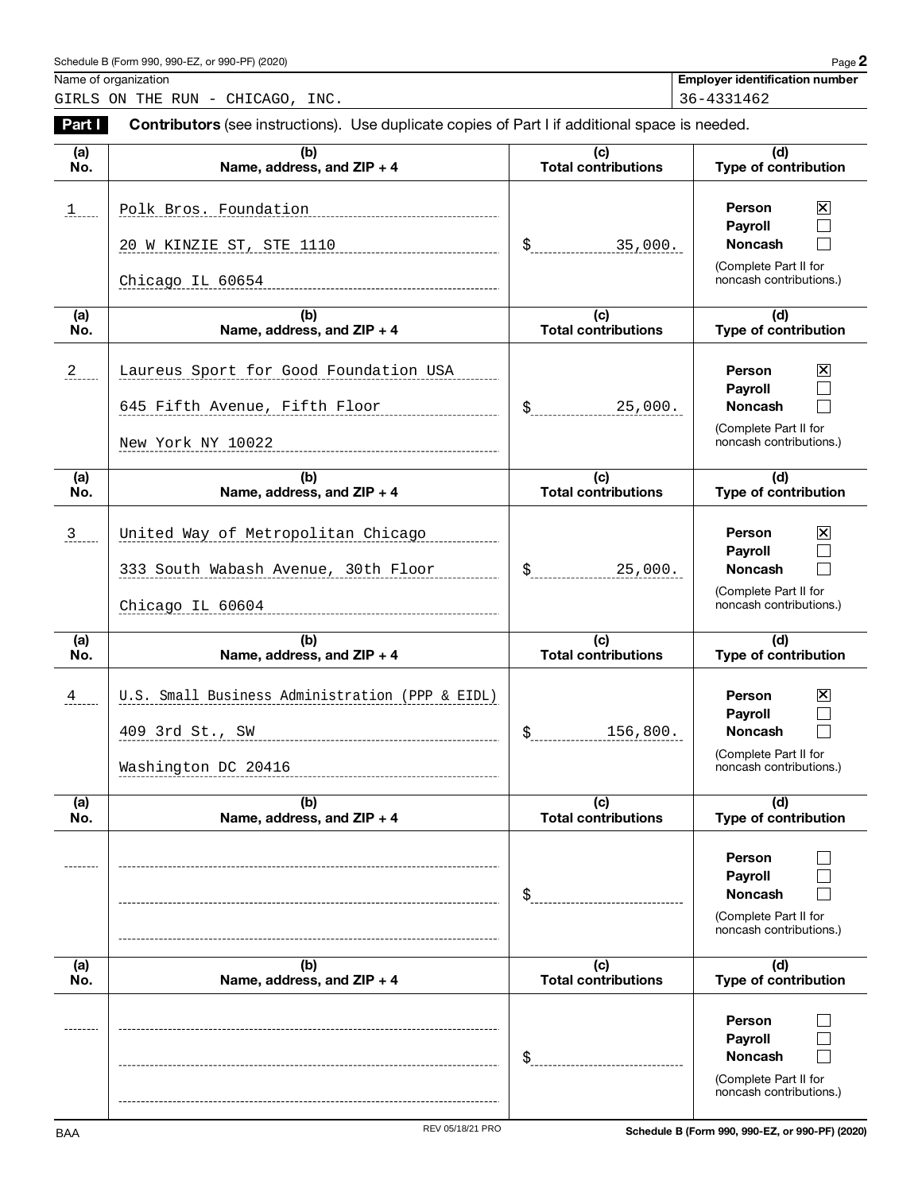Schedule B (Form 990, 990-EZ, or 990-PF) (2020) Page **2**

Name of organization: GIRLS ON THE RUN - CHICAGO, INC.

**Employer identification number:** 36-4331462

**Part I** **Contributors** (see instructions). Use duplicate copies of Part I if additional space is needed.

| (a) No. | (b) Name, address, and ZIP + 4 | (c) Total contributions | (d) Type of contribution |
|---|---|---|---|
| 1 | Polk Bros. Foundation<br>20 W KINZIE ST, STE 1110<br>Chicago IL 60654 | $ 35,000. | Person ☒<br>Payroll ☐<br>Noncash ☐<br>(Complete Part II for noncash contributions.) |
| 2 | Laureus Sport for Good Foundation USA<br>645 Fifth Avenue, Fifth Floor<br>New York NY 10022 | $ 25,000. | Person ☒<br>Payroll ☐<br>Noncash ☐<br>(Complete Part II for noncash contributions.) |
| 3 | United Way of Metropolitan Chicago<br>333 South Wabash Avenue, 30th Floor<br>Chicago IL 60604 | $ 25,000. | Person ☒<br>Payroll ☐<br>Noncash ☐<br>(Complete Part II for noncash contributions.) |
| 4 | U.S. Small Business Administration (PPP & EIDL)<br>409 3rd St., SW<br>Washington DC 20416 | $ 156,800. | Person ☒<br>Payroll ☐<br>Noncash ☐<br>(Complete Part II for noncash contributions.) |
| | | $ | Person ☐<br>Payroll ☐<br>Noncash ☐<br>(Complete Part II for noncash contributions.) |
| | | $ | Person ☐<br>Payroll ☐<br>Noncash ☐<br>(Complete Part II for noncash contributions.) |

BAA REV 05/18/21 PRO Schedule B (Form 990, 990-EZ, or 990-PF) (2020)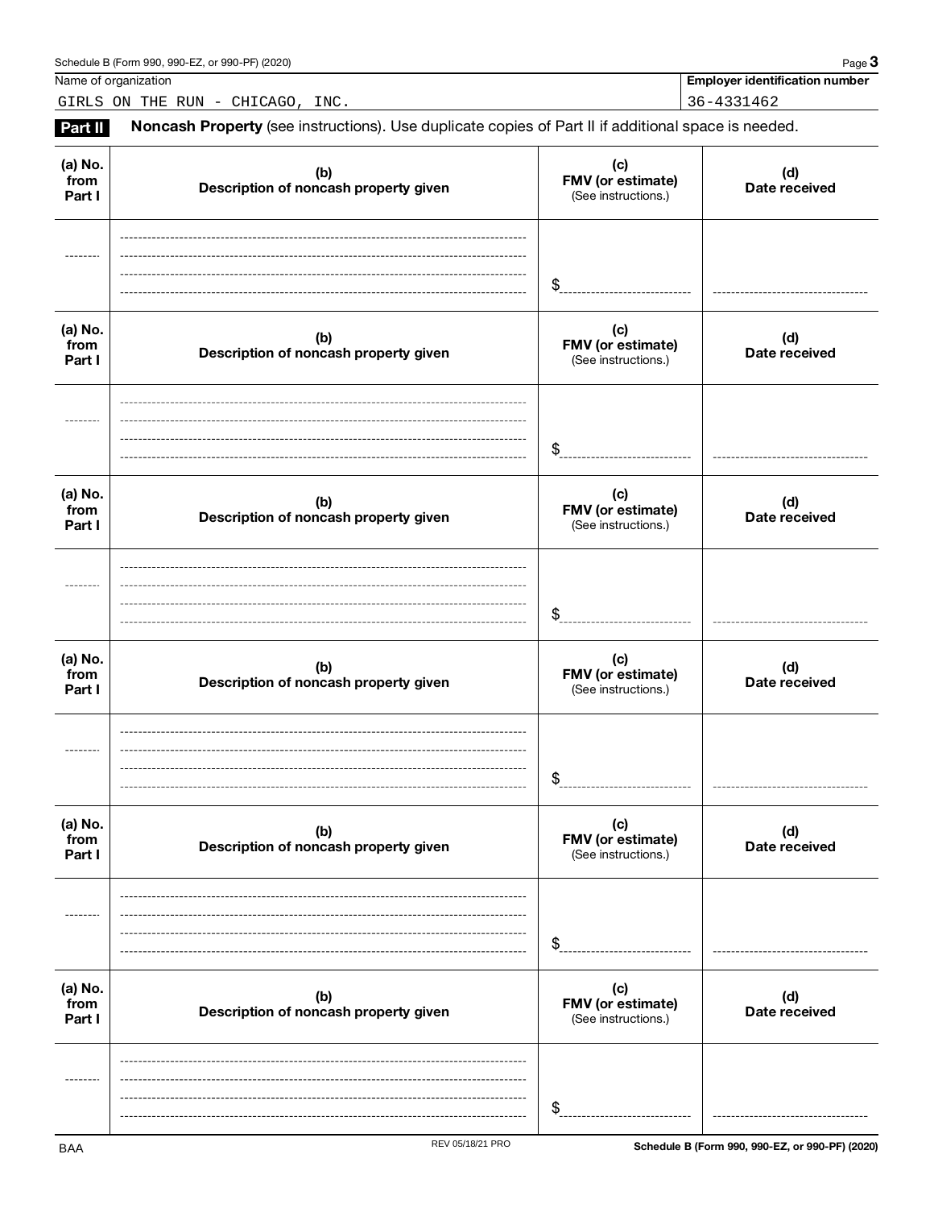| Name of organization | Employer identification number |
|---|---|
| GIRLS ON THE RUN - CHICAGO, INC. | 36-4331462 |

**Part II** **Noncash Property** (see instructions). Use duplicate copies of Part II if additional space is needed.

| (a) No. from Part I | (b) Description of noncash property given | (c) FMV (or estimate) (See instructions.) | (d) Date received |
|---|---|---|---|
| | | $ | |

| (a) No. from Part I | (b) Description of noncash property given | (c) FMV (or estimate) (See instructions.) | (d) Date received |
|---|---|---|---|
| | | $ | |

| (a) No. from Part I | (b) Description of noncash property given | (c) FMV (or estimate) (See instructions.) | (d) Date received |
|---|---|---|---|
| | | $ | |

| (a) No. from Part I | (b) Description of noncash property given | (c) FMV (or estimate) (See instructions.) | (d) Date received |
|---|---|---|---|
| | | $ | |

| (a) No. from Part I | (b) Description of noncash property given | (c) FMV (or estimate) (See instructions.) | (d) Date received |
|---|---|---|---|
| | | $ | |

| (a) No. from Part I | (b) Description of noncash property given | (c) FMV (or estimate) (See instructions.) | (d) Date received |
|---|---|---|---|
| | | $ | |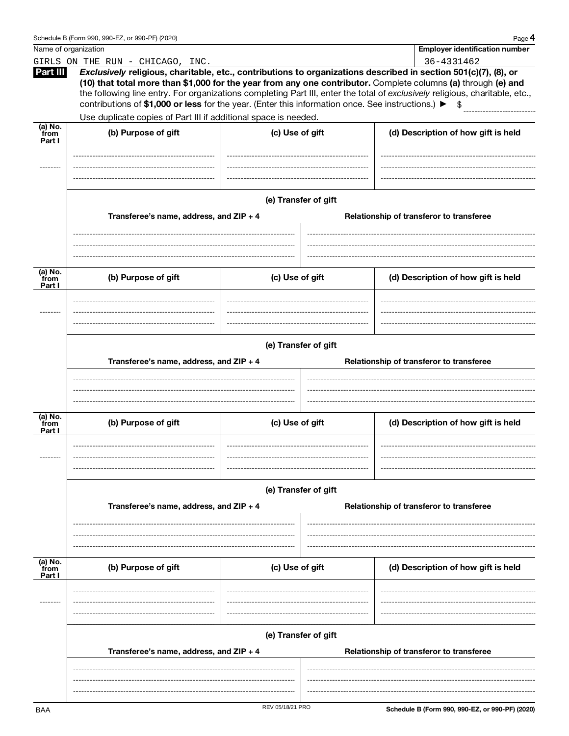Name of organization: GIRLS ON THE RUN - CHICAGO, INC.

Employer identification number: 36-4331462

**Part III** ***Exclusively*** **religious, charitable, etc., contributions to organizations described in section 501(c)(7), (8), or (10) that total more than $1,000 for the year from any one contributor.** Complete columns **(a)** through **(e) and** the following line entry. For organizations completing Part III, enter the total of *exclusively* religious, charitable, etc., contributions of **$1,000 or less** for the year. (Enter this information once. See instructions.) ► $

Use duplicate copies of Part III if additional space is needed.

| (a) No. from Part I | (b) Purpose of gift | (c) Use of gift | (d) Description of how gift is held |
|---|---|---|---|
| | | | |

**(e) Transfer of gift**

| Transferee's name, address, and ZIP + 4 | Relationship of transferor to transferee |
|---|---|
| | |

| (a) No. from Part I | (b) Purpose of gift | (c) Use of gift | (d) Description of how gift is held |
|---|---|---|---|
| | | | |

**(e) Transfer of gift**

| Transferee's name, address, and ZIP + 4 | Relationship of transferor to transferee |
|---|---|
| | |

| (a) No. from Part I | (b) Purpose of gift | (c) Use of gift | (d) Description of how gift is held |
|---|---|---|---|
| | | | |

**(e) Transfer of gift**

| Transferee's name, address, and ZIP + 4 | Relationship of transferor to transferee |
|---|---|
| | |

| (a) No. from Part I | (b) Purpose of gift | (c) Use of gift | (d) Description of how gift is held |
|---|---|---|---|
| | | | |

**(e) Transfer of gift**

| Transferee's name, address, and ZIP + 4 | Relationship of transferor to transferee |
|---|---|
| | |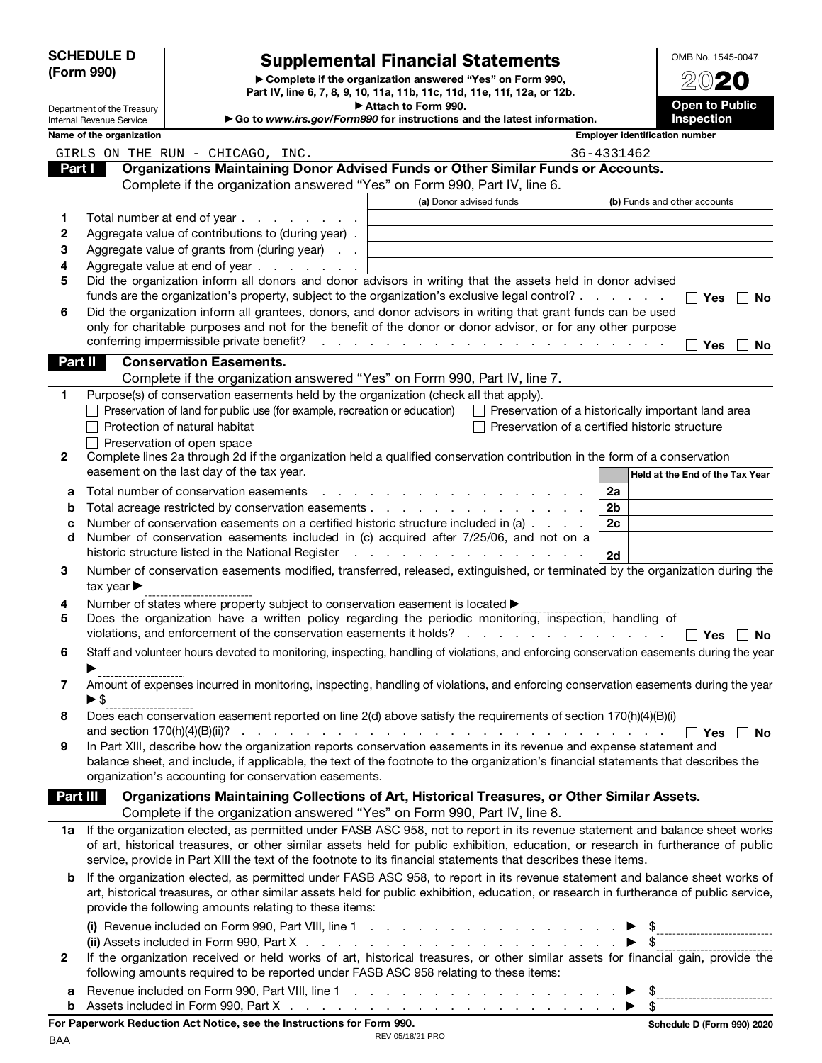**SCHEDULE D (Form 990)**

Department of the Treasury
Internal Revenue Service

# Supplemental Financial Statements

▶ Complete if the organization answered "Yes" on Form 990, Part IV, line 6, 7, 8, 9, 10, 11a, 11b, 11c, 11d, 11e, 11f, 12a, or 12b.
▶ Attach to Form 990.
▶ Go to *www.irs.gov/Form990* for instructions and the latest information.

OMB No. 1545-0047

**2020**

**Open to Public Inspection**

**Name of the organization:** GIRLS ON THE RUN - CHICAGO, INC.

**Employer identification number:** 36-4331462

## Part I Organizations Maintaining Donor Advised Funds or Other Similar Funds or Accounts.

Complete if the organization answered "Yes" on Form 990, Part IV, line 6.

| | | (a) Donor advised funds | (b) Funds and other accounts |
|---|---|---|---|
| 1 | Total number at end of year | | |
| 2 | Aggregate value of contributions to (during year) | | |
| 3 | Aggregate value of grants from (during year) | | |
| 4 | Aggregate value at end of year | | |

5 Did the organization inform all donors and donor advisors in writing that the assets held in donor advised funds are the organization's property, subject to the organization's exclusive legal control? ☐ Yes ☐ No

6 Did the organization inform all grantees, donors, and donor advisors in writing that grant funds can be used only for charitable purposes and not for the benefit of the donor or donor advisor, or for any other purpose conferring impermissible private benefit? ☐ Yes ☐ No

## Part II Conservation Easements.

Complete if the organization answered "Yes" on Form 990, Part IV, line 7.

1 Purpose(s) of conservation easements held by the organization (check all that apply).

☐ Preservation of land for public use (for example, recreation or education)
☐ Preservation of a historically important land area
☐ Protection of natural habitat
☐ Preservation of a certified historic structure
☐ Preservation of open space

2 Complete lines 2a through 2d if the organization held a qualified conservation contribution in the form of a conservation easement on the last day of the tax year.

| | | | Held at the End of the Tax Year |
|---|---|---|---|
| a | Total number of conservation easements | 2a | |
| b | Total acreage restricted by conservation easements | 2b | |
| c | Number of conservation easements on a certified historic structure included in (a) | 2c | |
| d | Number of conservation easements included in (c) acquired after 7/25/06, and not on a historic structure listed in the National Register | 2d | |

3 Number of conservation easements modified, transferred, released, extinguished, or terminated by the organization during the tax year ▶ ______

4 Number of states where property subject to conservation easement is located ▶ ______

5 Does the organization have a written policy regarding the periodic monitoring, inspection, handling of violations, and enforcement of the conservation easements it holds? ☐ Yes ☐ No

6 Staff and volunteer hours devoted to monitoring, inspecting, handling of violations, and enforcing conservation easements during the year ▶ ______

7 Amount of expenses incurred in monitoring, inspecting, handling of violations, and enforcing conservation easements during the year ▶ $ ______

8 Does each conservation easement reported on line 2(d) above satisfy the requirements of section 170(h)(4)(B)(i) and section 170(h)(4)(B)(ii)? ☐ Yes ☐ No

9 In Part XIII, describe how the organization reports conservation easements in its revenue and expense statement and balance sheet, and include, if applicable, the text of the footnote to the organization's financial statements that describes the organization's accounting for conservation easements.

## Part III Organizations Maintaining Collections of Art, Historical Treasures, or Other Similar Assets.

Complete if the organization answered "Yes" on Form 990, Part IV, line 8.

1a If the organization elected, as permitted under FASB ASC 958, not to report in its revenue statement and balance sheet works of art, historical treasures, or other similar assets held for public exhibition, education, or research in furtherance of public service, provide in Part XIII the text of the footnote to its financial statements that describes these items.

b If the organization elected, as permitted under FASB ASC 958, to report in its revenue statement and balance sheet works of art, historical treasures, or other similar assets held for public exhibition, education, or research in furtherance of public service, provide the following amounts relating to these items:

**(i)** Revenue included on Form 990, Part VIII, line 1 ▶ $ ______

**(ii)** Assets included in Form 990, Part X ▶ $ ______

2 If the organization received or held works of art, historical treasures, or other similar assets for financial gain, provide the following amounts required to be reported under FASB ASC 958 relating to these items:

a Revenue included on Form 990, Part VIII, line 1 ▶ $ ______

b Assets included in Form 990, Part X ▶ $ ______

**For Paperwork Reduction Act Notice, see the Instructions for Form 990.**

BAA REV 05/18/21 PRO **Schedule D (Form 990) 2020**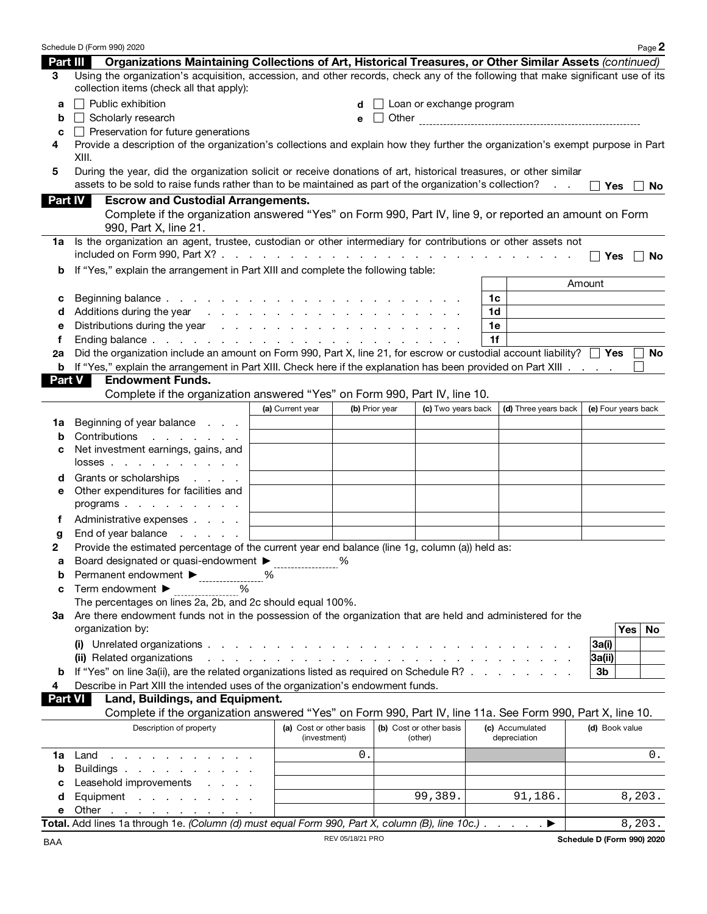## Part III Organizations Maintaining Collections of Art, Historical Treasures, or Other Similar Assets *(continued)*

**3** Using the organization's acquisition, accession, and other records, check any of the following that make significant use of its collection items (check all that apply):

- **a** ☐ Public exhibition
- **b** ☐ Scholarly research
- **c** ☐ Preservation for future generations
- **d** ☐ Loan or exchange program
- **e** ☐ Other

**4** Provide a description of the organization's collections and explain how they further the organization's exempt purpose in Part XIII.

**5** During the year, did the organization solicit or receive donations of art, historical treasures, or other similar assets to be sold to raise funds rather than to be maintained as part of the organization's collection? ☐ Yes ☐ No

## Part IV Escrow and Custodial Arrangements.

Complete if the organization answered "Yes" on Form 990, Part IV, line 9, or reported an amount on Form 990, Part X, line 21.

**1a** Is the organization an agent, trustee, custodian or other intermediary for contributions or other assets not included on Form 990, Part X? ☐ Yes ☐ No

**b** If "Yes," explain the arrangement in Part XIII and complete the following table:

| | | | Amount |
|---|---|---|---|
| **c** | Beginning balance | 1c | |
| **d** | Additions during the year | 1d | |
| **e** | Distributions during the year | 1e | |
| **f** | Ending balance | 1f | |

**2a** Did the organization include an amount on Form 990, Part X, line 21, for escrow or custodial account liability? ☐ Yes ☐ No

**b** If "Yes," explain the arrangement in Part XIII. Check here if the explanation has been provided on Part XIII ☐

## Part V Endowment Funds.

Complete if the organization answered "Yes" on Form 990, Part IV, line 10.

| | | (a) Current year | (b) Prior year | (c) Two years back | (d) Three years back | (e) Four years back |
|---|---|---|---|---|---|---|
| **1a** | Beginning of year balance | | | | | |
| **b** | Contributions | | | | | |
| **c** | Net investment earnings, gains, and losses | | | | | |
| **d** | Grants or scholarships | | | | | |
| **e** | Other expenditures for facilities and programs | | | | | |
| **f** | Administrative expenses | | | | | |
| **g** | End of year balance | | | | | |

**2** Provide the estimated percentage of the current year end balance (line 1g, column (a)) held as:

- **a** Board designated or quasi-endowment ► ______ %
- **b** Permanent endowment ► ______ %
- **c** Term endowment ► ______ %

The percentages on lines 2a, 2b, and 2c should equal 100%.

**3a** Are there endowment funds not in the possession of the organization that are held and administered for the organization by:

| | | | Yes | No |
|---|---|---|---|---|
| | (i) Unrelated organizations | 3a(i) | | |
| | (ii) Related organizations | 3a(ii) | | |
| **b** | If "Yes" on line 3a(ii), are the related organizations listed as required on Schedule R? | 3b | | |

**4** Describe in Part XIII the intended uses of the organization's endowment funds.

## Part VI Land, Buildings, and Equipment.

Complete if the organization answered "Yes" on Form 990, Part IV, line 11a. See Form 990, Part X, line 10.

| | Description of property | (a) Cost or other basis (investment) | (b) Cost or other basis (other) | (c) Accumulated depreciation | (d) Book value |
|---|---|---|---|---|---|
| **1a** | Land | 0. | | | 0. |
| **b** | Buildings | | | | |
| **c** | Leasehold improvements | | | | |
| **d** | Equipment | | 99,389. | 91,186. | 8,203. |
| **e** | Other | | | | |
| | **Total.** Add lines 1a through 1e. *(Column (d) must equal Form 990, Part X, column (B), line 10c.)* ► | | | | 8,203. |

BAA REV 05/18/21 PRO **Schedule D (Form 990) 2020**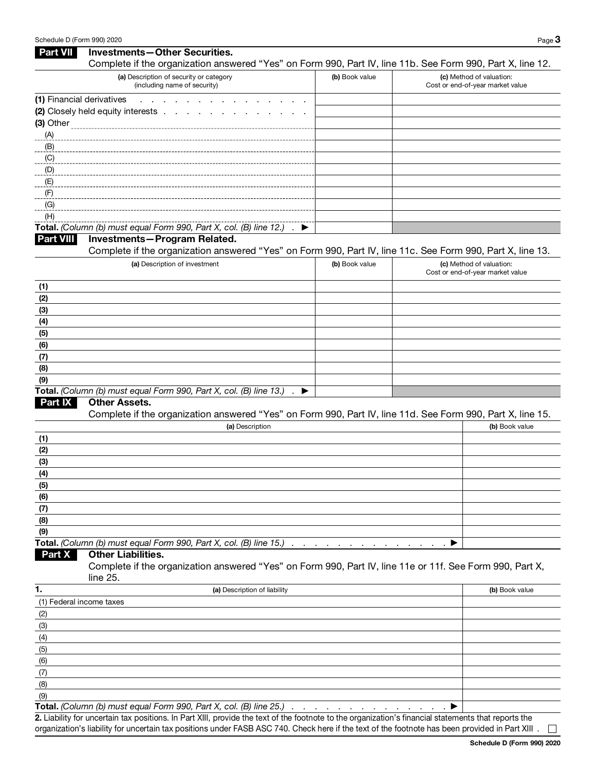## Part VII Investments—Other Securities.

Complete if the organization answered "Yes" on Form 990, Part IV, line 11b. See Form 990, Part X, line 12.

| (a) Description of security or category (including name of security) | (b) Book value | (c) Method of valuation: Cost or end-of-year market value |
|---|---|---|
| (1) Financial derivatives | | |
| (2) Closely held equity interests | | |
| (3) Other | | |
| (A) | | |
| (B) | | |
| (C) | | |
| (D) | | |
| (E) | | |
| (F) | | |
| (G) | | |
| (H) | | |
| **Total.** *(Column (b) must equal Form 990, Part X, col. (B) line 12.)* ▶ | | |

## Part VIII Investments—Program Related.

Complete if the organization answered "Yes" on Form 990, Part IV, line 11c. See Form 990, Part X, line 13.

| (a) Description of investment | (b) Book value | (c) Method of valuation: Cost or end-of-year market value |
|---|---|---|
| (1) | | |
| (2) | | |
| (3) | | |
| (4) | | |
| (5) | | |
| (6) | | |
| (7) | | |
| (8) | | |
| (9) | | |
| **Total.** *(Column (b) must equal Form 990, Part X, col. (B) line 13.)* ▶ | | |

## Part IX Other Assets.

Complete if the organization answered "Yes" on Form 990, Part IV, line 11d. See Form 990, Part X, line 15.

| (a) Description | (b) Book value |
|---|---|
| (1) | |
| (2) | |
| (3) | |
| (4) | |
| (5) | |
| (6) | |
| (7) | |
| (8) | |
| (9) | |
| **Total.** *(Column (b) must equal Form 990, Part X, col. (B) line 15.)* ▶ | |

## Part X Other Liabilities.

Complete if the organization answered "Yes" on Form 990, Part IV, line 11e or 11f. See Form 990, Part X, line 25.

| 1. (a) Description of liability | (b) Book value |
|---|---|
| (1) Federal income taxes | |
| (2) | |
| (3) | |
| (4) | |
| (5) | |
| (6) | |
| (7) | |
| (8) | |
| (9) | |
| **Total.** *(Column (b) must equal Form 990, Part X, col. (B) line 25.)* ▶ | |

**2.** Liability for uncertain tax positions. In Part XIII, provide the text of the footnote to the organization's financial statements that reports the organization's liability for uncertain tax positions under FASB ASC 740. Check here if the text of the footnote has been provided in Part XIII . ☐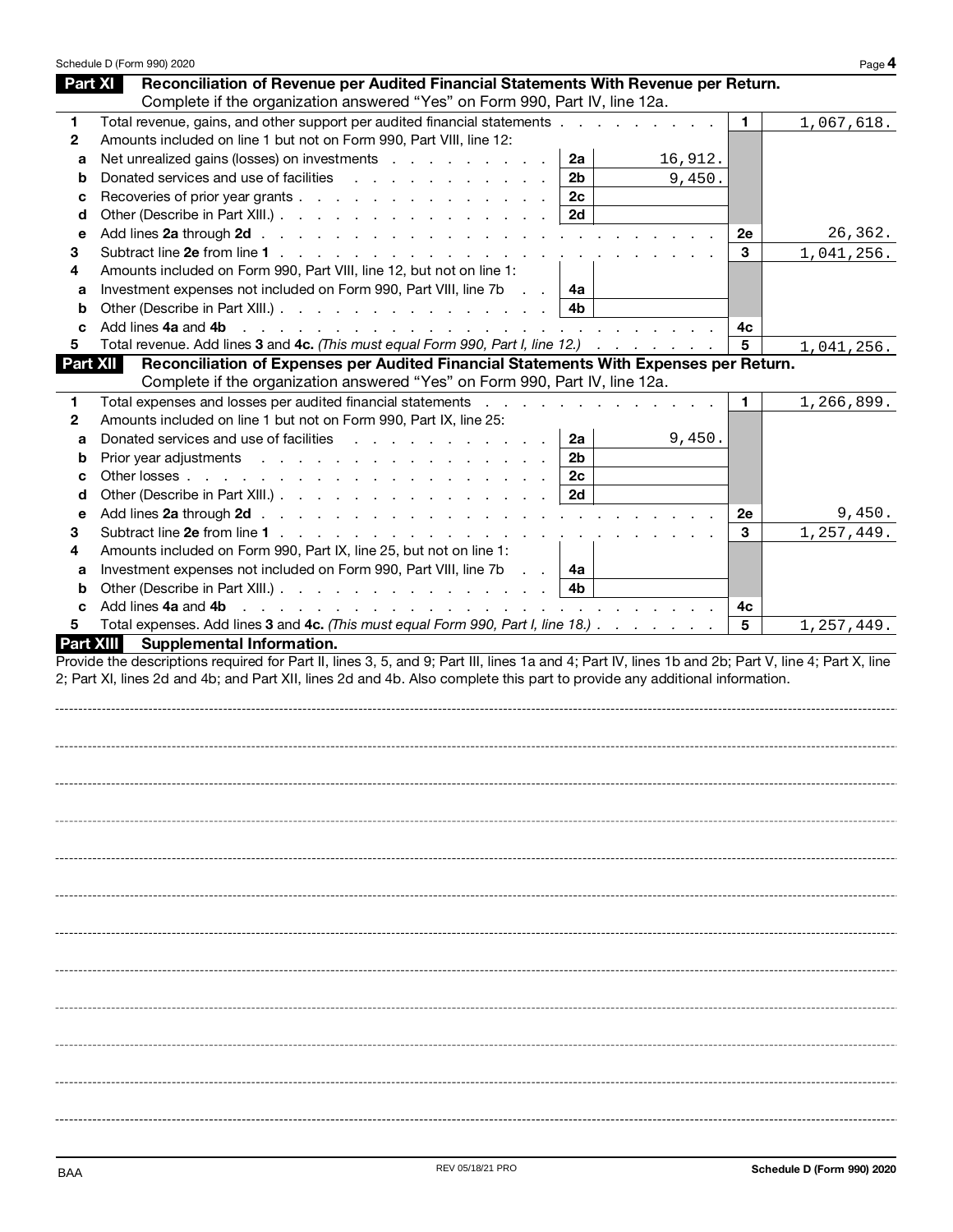## Part XI Reconciliation of Revenue per Audited Financial Statements With Revenue per Return.

Complete if the organization answered "Yes" on Form 990, Part IV, line 12a.

| | | | | | |
|---|---|---|---|---|---|
| **1** | Total revenue, gains, and other support per audited financial statements | | | 1 | 1,067,618. |
| **2** | Amounts included on line 1 but not on Form 990, Part VIII, line 12: | | | | |
| **a** | Net unrealized gains (losses) on investments | 2a | 16,912. | | |
| **b** | Donated services and use of facilities | 2b | 9,450. | | |
| **c** | Recoveries of prior year grants | 2c | | | |
| **d** | Other (Describe in Part XIII.) | 2d | | | |
| **e** | Add lines **2a** through **2d** | | | 2e | 26,362. |
| **3** | Subtract line **2e** from line **1** | | | 3 | 1,041,256. |
| **4** | Amounts included on Form 990, Part VIII, line 12, but not on line 1: | | | | |
| **a** | Investment expenses not included on Form 990, Part VIII, line 7b | 4a | | | |
| **b** | Other (Describe in Part XIII.) | 4b | | | |
| **c** | Add lines **4a** and **4b** | | | 4c | |
| **5** | Total revenue. Add lines **3** and **4c.** *(This must equal Form 990, Part I, line 12.)* | | | 5 | 1,041,256. |

## Part XII Reconciliation of Expenses per Audited Financial Statements With Expenses per Return.

Complete if the organization answered "Yes" on Form 990, Part IV, line 12a.

| | | | | | |
|---|---|---|---|---|---|
| **1** | Total expenses and losses per audited financial statements | | | 1 | 1,266,899. |
| **2** | Amounts included on line 1 but not on Form 990, Part IX, line 25: | | | | |
| **a** | Donated services and use of facilities | 2a | 9,450. | | |
| **b** | Prior year adjustments | 2b | | | |
| **c** | Other losses | 2c | | | |
| **d** | Other (Describe in Part XIII.) | 2d | | | |
| **e** | Add lines **2a** through **2d** | | | 2e | 9,450. |
| **3** | Subtract line **2e** from line **1** | | | 3 | 1,257,449. |
| **4** | Amounts included on Form 990, Part IX, line 25, but not on line 1: | | | | |
| **a** | Investment expenses not included on Form 990, Part VIII, line 7b | 4a | | | |
| **b** | Other (Describe in Part XIII.) | 4b | | | |
| **c** | Add lines **4a** and **4b** | | | 4c | |
| **5** | Total expenses. Add lines **3** and **4c.** *(This must equal Form 990, Part I, line 18.)* | | | 5 | 1,257,449. |

## Part XIII Supplemental Information.

Provide the descriptions required for Part II, lines 3, 5, and 9; Part III, lines 1a and 4; Part IV, lines 1b and 2b; Part V, line 4; Part X, line 2; Part XI, lines 2d and 4b; and Part XII, lines 2d and 4b. Also complete this part to provide any additional information.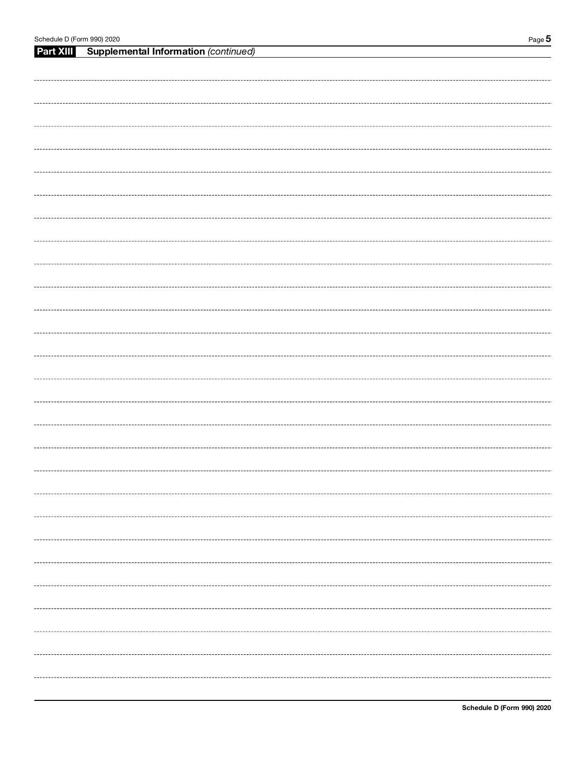## Part XIII Supplemental Information *(continued)*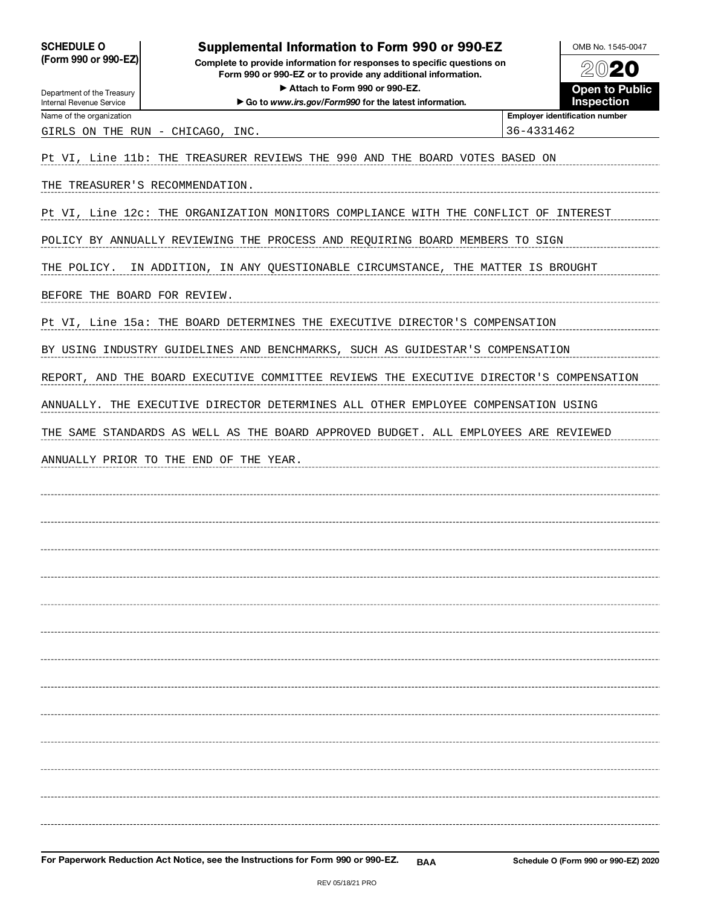**SCHEDULE O (Form 990 or 990-EZ)**

Department of the Treasury
Internal Revenue Service

# Supplemental Information to Form 990 or 990-EZ

**Complete to provide information for responses to specific questions on Form 990 or 990-EZ or to provide any additional information.**

**► Attach to Form 990 or 990-EZ.**

**► Go to *www.irs.gov/Form990* for the latest information.**

OMB No. 1545-0047

**2020**

**Open to Public Inspection**

| Name of the organization | Employer identification number |
|---|---|
| GIRLS ON THE RUN - CHICAGO, INC. | 36-4331462 |

Pt VI, Line 11b: THE TREASURER REVIEWS THE 990 AND THE BOARD VOTES BASED ON THE TREASURER'S RECOMMENDATION.

Pt VI, Line 12c: THE ORGANIZATION MONITORS COMPLIANCE WITH THE CONFLICT OF INTEREST POLICY BY ANNUALLY REVIEWING THE PROCESS AND REQUIRING BOARD MEMBERS TO SIGN THE POLICY. IN ADDITION, IN ANY QUESTIONABLE CIRCUMSTANCE, THE MATTER IS BROUGHT BEFORE THE BOARD FOR REVIEW.

Pt VI, Line 15a: THE BOARD DETERMINES THE EXECUTIVE DIRECTOR'S COMPENSATION BY USING INDUSTRY GUIDELINES AND BENCHMARKS, SUCH AS GUIDESTAR'S COMPENSATION REPORT, AND THE BOARD EXECUTIVE COMMITTEE REVIEWS THE EXECUTIVE DIRECTOR'S COMPENSATION ANNUALLY. THE EXECUTIVE DIRECTOR DETERMINES ALL OTHER EMPLOYEE COMPENSATION USING THE SAME STANDARDS AS WELL AS THE BOARD APPROVED BUDGET. ALL EMPLOYEES ARE REVIEWED ANNUALLY PRIOR TO THE END OF THE YEAR.

**For Paperwork Reduction Act Notice, see the Instructions for Form 990 or 990-EZ.** BAA **Schedule O (Form 990 or 990-EZ) 2020**

REV 05/18/21 PRO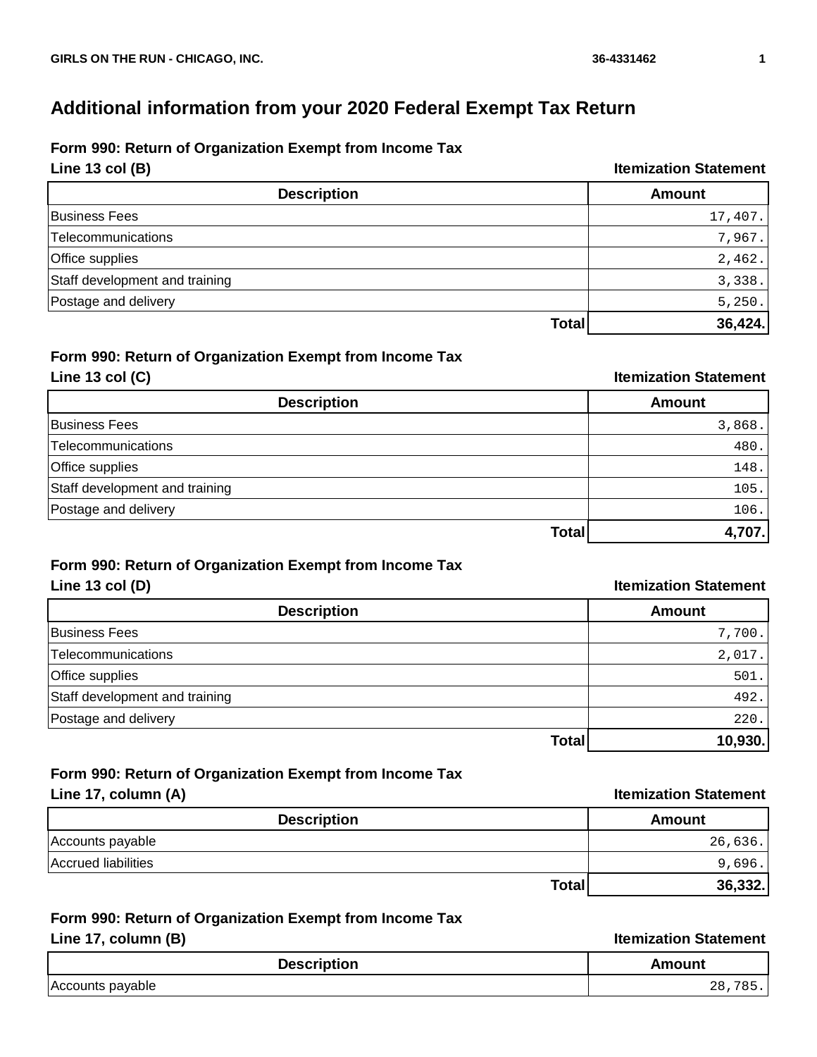# Additional information from your 2020 Federal Exempt Tax Return

## Form 990: Return of Organization Exempt from Income Tax

**Line 13 col (B)** — **Itemization Statement**

| Description | Amount |
|---|---|
| Business Fees | 17,407. |
| Telecommunications | 7,967. |
| Office supplies | 2,462. |
| Staff development and training | 3,338. |
| Postage and delivery | 5,250. |
| **Total** | **36,424.** |

## Form 990: Return of Organization Exempt from Income Tax

**Line 13 col (C)** — **Itemization Statement**

| Description | Amount |
|---|---|
| Business Fees | 3,868. |
| Telecommunications | 480. |
| Office supplies | 148. |
| Staff development and training | 105. |
| Postage and delivery | 106. |
| **Total** | **4,707.** |

## Form 990: Return of Organization Exempt from Income Tax

**Line 13 col (D)** — **Itemization Statement**

| Description | Amount |
|---|---|
| Business Fees | 7,700. |
| Telecommunications | 2,017. |
| Office supplies | 501. |
| Staff development and training | 492. |
| Postage and delivery | 220. |
| **Total** | **10,930.** |

## Form 990: Return of Organization Exempt from Income Tax

**Line 17, column (A)** — **Itemization Statement**

| Description | Amount |
|---|---|
| Accounts payable | 26,636. |
| Accrued liabilities | 9,696. |
| **Total** | **36,332.** |

## Form 990: Return of Organization Exempt from Income Tax

**Line 17, column (B)** — **Itemization Statement**

| Description | Amount |
|---|---|
| Accounts payable | 28,785. |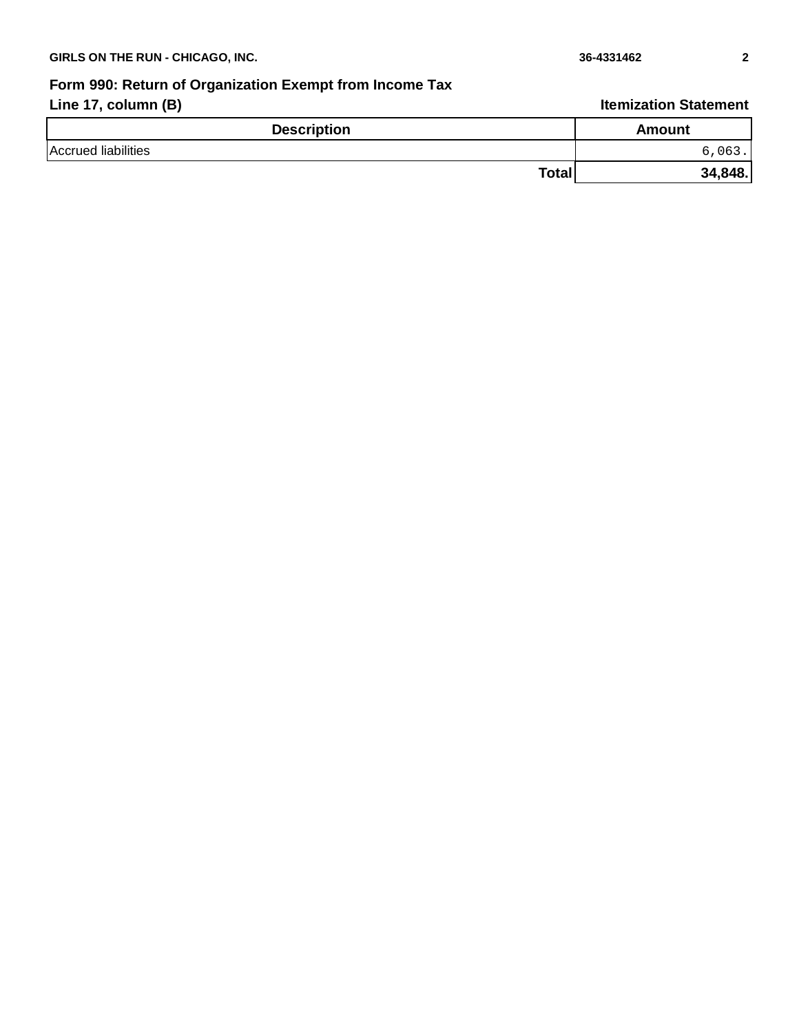GIRLS ON THE RUN - CHICAGO, INC. 36-4331462

## Form 990: Return of Organization Exempt from Income Tax

**Line 17, column (B)** **Itemization Statement**

| Description | Amount |
|---|---|
| Accrued liabilities | 6,063. |
| **Total** | **34,848.** |